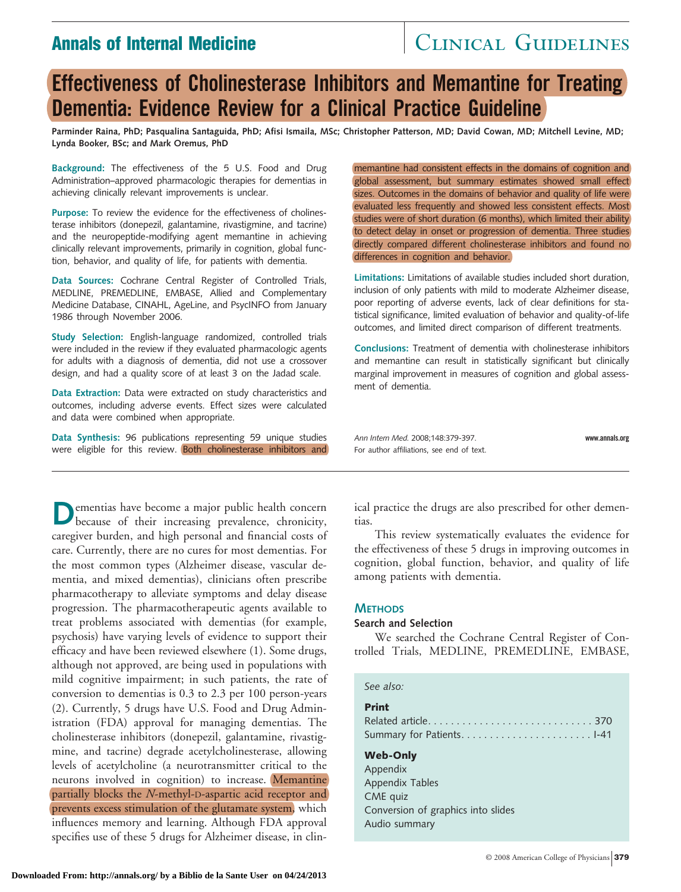# Effectiveness of Cholinesterase Inhibitors and Memantine for Treating Dementia: Evidence Review for a Clinical Practice Guideline

**Parminder Raina, PhD; Pasqualina Santaguida, PhD; Afisi Ismaila, MSc; Christopher Patterson, MD; David Cowan, MD; Mitchell Levine, MD; Lynda Booker, BSc; and Mark Oremus, PhD**

**Background:** The effectiveness of the 5 U.S. Food and Drug Administration–approved pharmacologic therapies for dementias in achieving clinically relevant improvements is unclear.

**Purpose:** To review the evidence for the effectiveness of cholinesterase inhibitors (donepezil, galantamine, rivastigmine, and tacrine) and the neuropeptide-modifying agent memantine in achieving clinically relevant improvements, primarily in cognition, global function, behavior, and quality of life, for patients with dementia.

**Data Sources:** Cochrane Central Register of Controlled Trials, MEDLINE, PREMEDLINE, EMBASE, Allied and Complementary Medicine Database, CINAHL, AgeLine, and PsycINFO from January 1986 through November 2006.

**Study Selection:** English-language randomized, controlled trials were included in the review if they evaluated pharmacologic agents for adults with a diagnosis of dementia, did not use a crossover design, and had a quality score of at least 3 on the Jadad scale.

**Data Extraction:** Data were extracted on study characteristics and outcomes, including adverse events. Effect sizes were calculated and data were combined when appropriate.

**Data Synthesis:** 96 publications representing 59 unique studies were eligible for this review. Both cholinesterase inhibitors and memantine had consistent effects in the domains of cognition and global assessment, but summary estimates showed small effect sizes. Outcomes in the domains of behavior and quality of life were evaluated less frequently and showed less consistent effects. Most studies were of short duration (6 months), which limited their ability to detect delay in onset or progression of dementia. Three studies directly compared different cholinesterase inhibitors and found no differences in cognition and behavior.

**Limitations:** Limitations of available studies included short duration, inclusion of only patients with mild to moderate Alzheimer disease, poor reporting of adverse events, lack of clear definitions for statistical significance, limited evaluation of behavior and quality-of-life outcomes, and limited direct comparison of different treatments.

**Conclusions:** Treatment of dementia with cholinesterase inhibitors and memantine can result in statistically significant but clinically marginal improvement in measures of cognition and global assessment of dementia.

*Ann Intern Med.* 2008;148:379-397. www.annals.org
For author affiliations, see end of text.

Dementias have become a major public health concern because of their increasing prevalence, chronicity, caregiver burden, and high personal and financial costs of care. Currently, there are no cures for most dementias. For the most common types (Alzheimer disease, vascular dementia, and mixed dementias), clinicians often prescribe pharmacotherapy to alleviate symptoms and delay disease progression. The pharmacotherapeutic agents available to treat problems associated with dementias (for example, psychosis) have varying levels of evidence to support their efficacy and have been reviewed elsewhere (1). Some drugs, although not approved, are being used in populations with mild cognitive impairment; in such patients, the rate of conversion to dementias is 0.3 to 2.3 per 100 person-years (2). Currently, 5 drugs have U.S. Food and Drug Administration (FDA) approval for managing dementias. The cholinesterase inhibitors (donepezil, galantamine, rivastigmine, and tacrine) degrade acetylcholinesterase, allowing levels of acetylcholine (a neurotransmitter critical to the neurons involved in cognition) to increase. Memantine partially blocks the *N*-methyl-D-aspartic acid receptor and prevents excess stimulation of the glutamate system, which influences memory and learning. Although FDA approval specifies use of these 5 drugs for Alzheimer disease, in clinical practice the drugs are also prescribed for other dementias.

This review systematically evaluates the evidence for the effectiveness of these 5 drugs in improving outcomes in cognition, global function, behavior, and quality of life among patients with dementia.

## Methods

### Search and Selection

We searched the Cochrane Central Register of Controlled Trials, MEDLINE, PREMEDLINE, EMBASE,

*See also:*

**Print**
Related article . . . 370
Summary for Patients . . . I-41

**Web-Only**
Appendix
Appendix Tables
CME quiz
Conversion of graphics into slides
Audio summary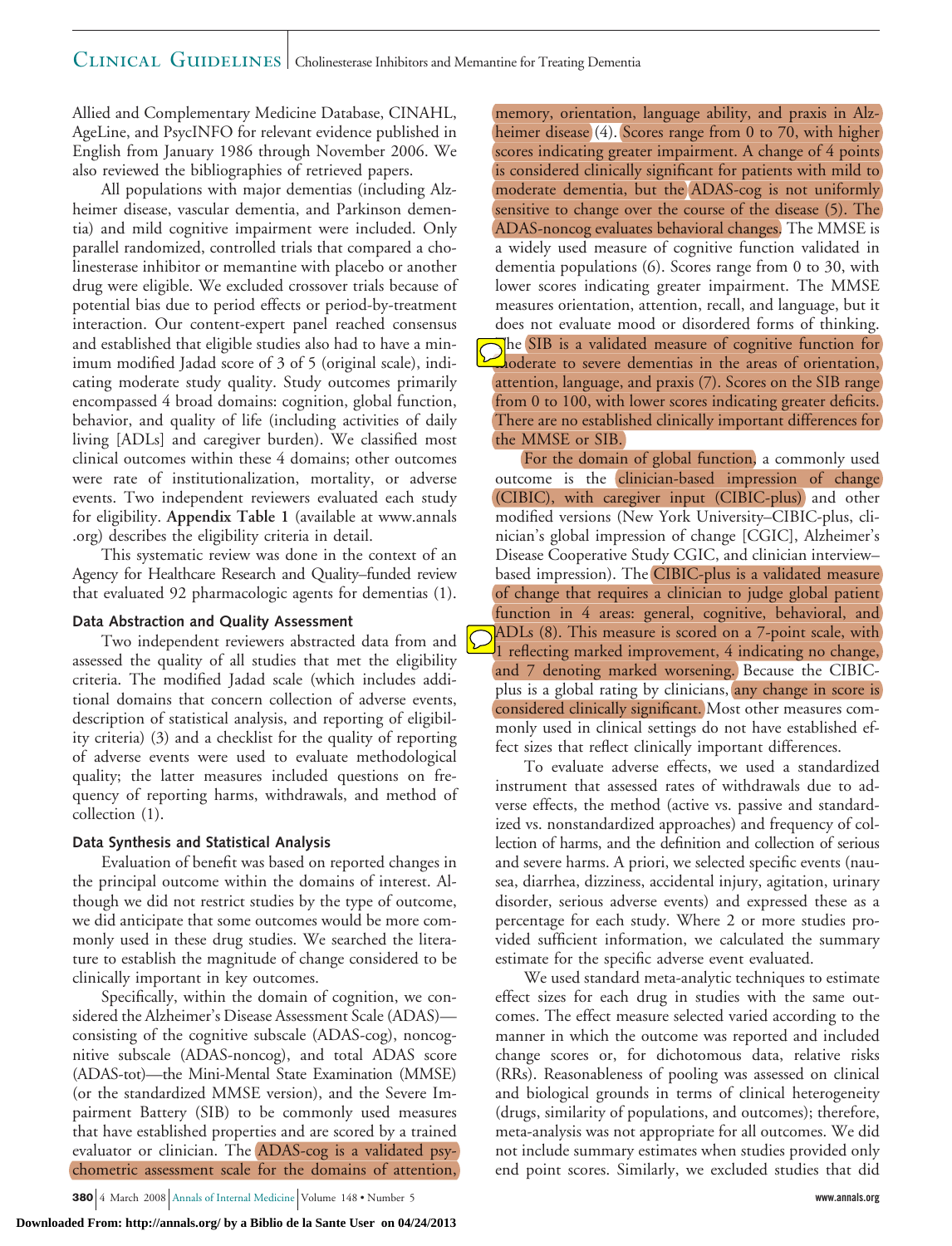Allied and Complementary Medicine Database, CINAHL, AgeLine, and PsycINFO for relevant evidence published in English from January 1986 through November 2006. We also reviewed the bibliographies of retrieved papers.

All populations with major dementias (including Alzheimer disease, vascular dementia, and Parkinson dementia) and mild cognitive impairment were included. Only parallel randomized, controlled trials that compared a cholinesterase inhibitor or memantine with placebo or another drug were eligible. We excluded crossover trials because of potential bias due to period effects or period-by-treatment interaction. Our content-expert panel reached consensus and established that eligible studies also had to have a minimum modified Jadad score of 3 of 5 (original scale), indicating moderate study quality. Study outcomes primarily encompassed 4 broad domains: cognition, global function, behavior, and quality of life (including activities of daily living [ADLs] and caregiver burden). We classified most clinical outcomes within these 4 domains; other outcomes were rate of institutionalization, mortality, or adverse events. Two independent reviewers evaluated each study for eligibility. **Appendix Table 1** (available at www.annals.org) describes the eligibility criteria in detail.

This systematic review was done in the context of an Agency for Healthcare Research and Quality–funded review that evaluated 92 pharmacologic agents for dementias (1).

### Data Abstraction and Quality Assessment

Two independent reviewers abstracted data from and assessed the quality of all studies that met the eligibility criteria. The modified Jadad scale (which includes additional domains that concern collection of adverse events, description of statistical analysis, and reporting of eligibility criteria) (3) and a checklist for the quality of reporting of adverse events were used to evaluate methodological quality; the latter measures included questions on frequency of reporting harms, withdrawals, and method of collection (1).

### Data Synthesis and Statistical Analysis

Evaluation of benefit was based on reported changes in the principal outcome within the domains of interest. Although we did not restrict studies by the type of outcome, we did anticipate that some outcomes would be more commonly used in these drug studies. We searched the literature to establish the magnitude of change considered to be clinically important in key outcomes.

Specifically, within the domain of cognition, we considered the Alzheimer's Disease Assessment Scale (ADAS)—consisting of the cognitive subscale (ADAS-cog), noncognitive subscale (ADAS-noncog), and total ADAS score (ADAS-tot)—the Mini-Mental State Examination (MMSE) (or the standardized MMSE version), and the Severe Impairment Battery (SIB) to be commonly used measures that have established properties and are scored by a trained evaluator or clinician. The ADAS-cog is a validated psychometric assessment scale for the domains of attention, memory, orientation, language ability, and praxis in Alzheimer disease (4). Scores range from 0 to 70, with higher scores indicating greater impairment. A change of 4 points is considered clinically significant for patients with mild to moderate dementia, but the ADAS-cog is not uniformly sensitive to change over the course of the disease (5). The ADAS-noncog evaluates behavioral changes. The MMSE is a widely used measure of cognitive function validated in dementia populations (6). Scores range from 0 to 30, with lower scores indicating greater impairment. The MMSE measures orientation, attention, recall, and language, but it does not evaluate mood or disordered forms of thinking. The SIB is a validated measure of cognitive function for moderate to severe dementias in the areas of orientation, attention, language, and praxis (7). Scores on the SIB range from 0 to 100, with lower scores indicating greater deficits. There are no established clinically important differences for the MMSE or SIB.

For the domain of global function, a commonly used outcome is the clinician-based impression of change (CIBIC), with caregiver input (CIBIC-plus) and other modified versions (New York University–CIBIC-plus, clinician's global impression of change [CGIC], Alzheimer's Disease Cooperative Study CGIC, and clinician interview–based impression). The CIBIC-plus is a validated measure of change that requires a clinician to judge global patient function in 4 areas: general, cognitive, behavioral, and ADLs (8). This measure is scored on a 7-point scale, with 1 reflecting marked improvement, 4 indicating no change, and 7 denoting marked worsening. Because the CIBIC-plus is a global rating by clinicians, any change in score is considered clinically significant. Most other measures commonly used in clinical settings do not have established effect sizes that reflect clinically important differences.

To evaluate adverse effects, we used a standardized instrument that assessed rates of withdrawals due to adverse effects, the method (active vs. passive and standardized vs. nonstandardized approaches) and frequency of collection of harms, and the definition and collection of serious and severe harms. A priori, we selected specific events (nausea, diarrhea, dizziness, accidental injury, agitation, urinary disorder, serious adverse events) and expressed these as a percentage for each study. Where 2 or more studies provided sufficient information, we calculated the summary estimate for the specific adverse event evaluated.

We used standard meta-analytic techniques to estimate effect sizes for each drug in studies with the same outcomes. The effect measure selected varied according to the manner in which the outcome was reported and included change scores or, for dichotomous data, relative risks (RRs). Reasonableness of pooling was assessed on clinical and biological grounds in terms of clinical heterogeneity (drugs, similarity of populations, and outcomes); therefore, meta-analysis was not appropriate for all outcomes. We did not include summary estimates when studies provided only end point scores. Similarly, we excluded studies that did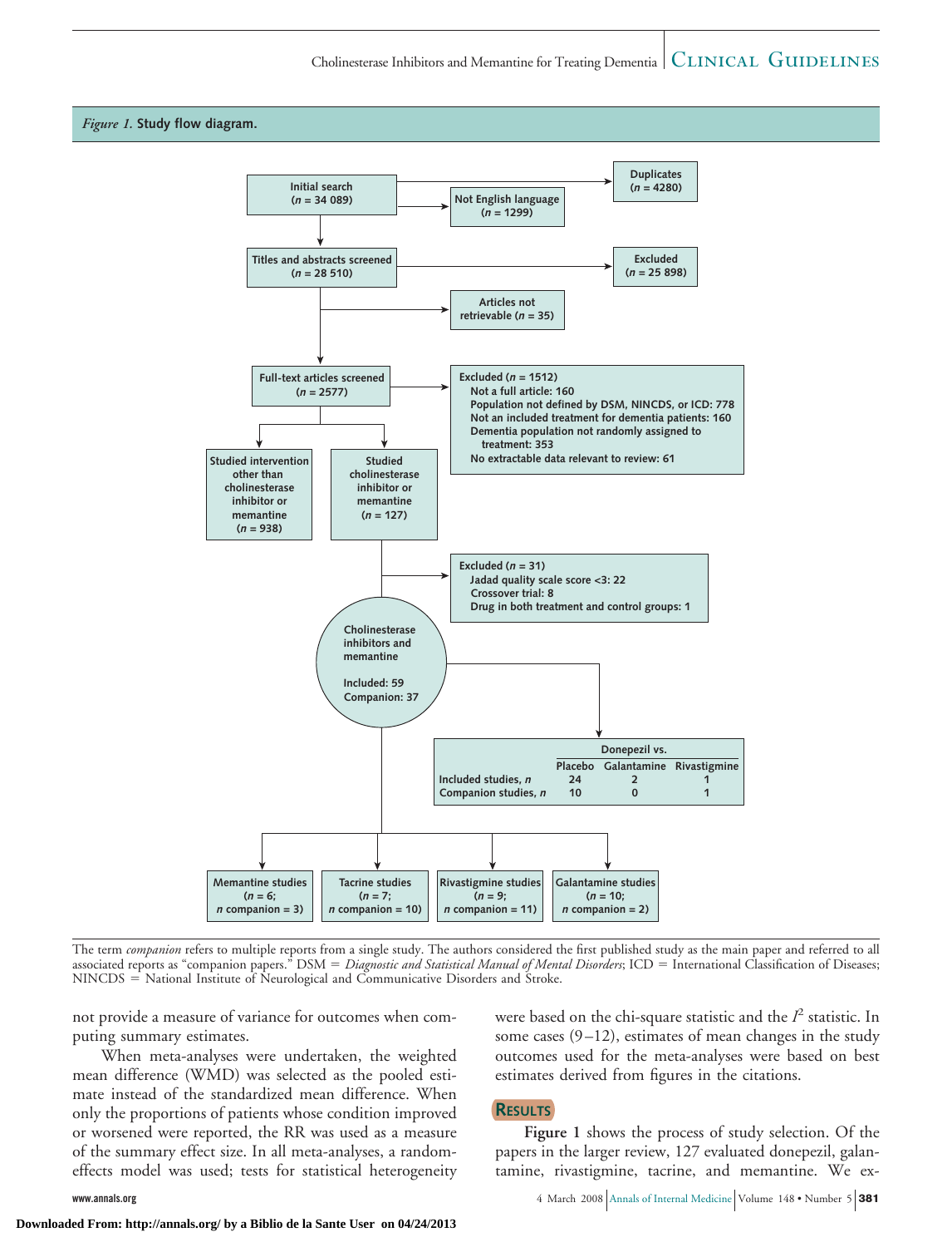*Figure 1.* **Study flow diagram.**

- Initial search (n = 34 089)
  - Duplicates (n = 4280)
  - Not English language (n = 1299)
- Titles and abstracts screened (n = 28 510)
  - Excluded (n = 25 898)
  - Articles not retrievable (n = 35)
- Full-text articles screened (n = 2577)
  - Excluded (n = 1512)
    - Not a full article: 160
    - Population not defined by DSM, NINCDS, or ICD: 778
    - Not an included treatment for dementia patients: 160
    - Dementia population not randomly assigned to treatment: 353
    - No extractable data relevant to review: 61
- Studied intervention other than cholinesterase inhibitor or memantine (n = 938)
- Studied cholinesterase inhibitor or memantine (n = 127)
  - Excluded (n = 31)
    - Jadad quality scale score <3: 22
    - Crossover trial: 8
    - Drug in both treatment and control groups: 1
- Cholinesterase inhibitors and memantine
  - Included: 59
  - Companion: 37

| | Donepezil vs. | | |
|---|---|---|---|
| | Placebo | Galantamine | Rivastigmine |
| Included studies, n | 24 | 2 | 1 |
| Companion studies, n | 10 | 0 | 1 |

- Memantine studies (n = 6; n companion = 3)
- Tacrine studies (n = 7; n companion = 10)
- Rivastigmine studies (n = 9; n companion = 11)
- Galantamine studies (n = 10; n companion = 2)

The term *companion* refers to multiple reports from a single study. The authors considered the first published study as the main paper and referred to all associated reports as "companion papers." DSM = *Diagnostic and Statistical Manual of Mental Disorders*; ICD = International Classification of Diseases; NINCDS = National Institute of Neurological and Communicative Disorders and Stroke.

not provide a measure of variance for outcomes when computing summary estimates.

When meta-analyses were undertaken, the weighted mean difference (WMD) was selected as the pooled estimate instead of the standardized mean difference. When only the proportions of patients whose condition improved or worsened were reported, the RR was used as a measure of the summary effect size. In all meta-analyses, a random-effects model was used; tests for statistical heterogeneity were based on the chi-square statistic and the $I^2$ statistic. In some cases (9–12), estimates of mean changes in the study outcomes used for the meta-analyses were based on best estimates derived from figures in the citations.

## Results

**Figure 1** shows the process of study selection. Of the papers in the larger review, 127 evaluated donepezil, galantamine, rivastigmine, tacrine, and memantine. We ex-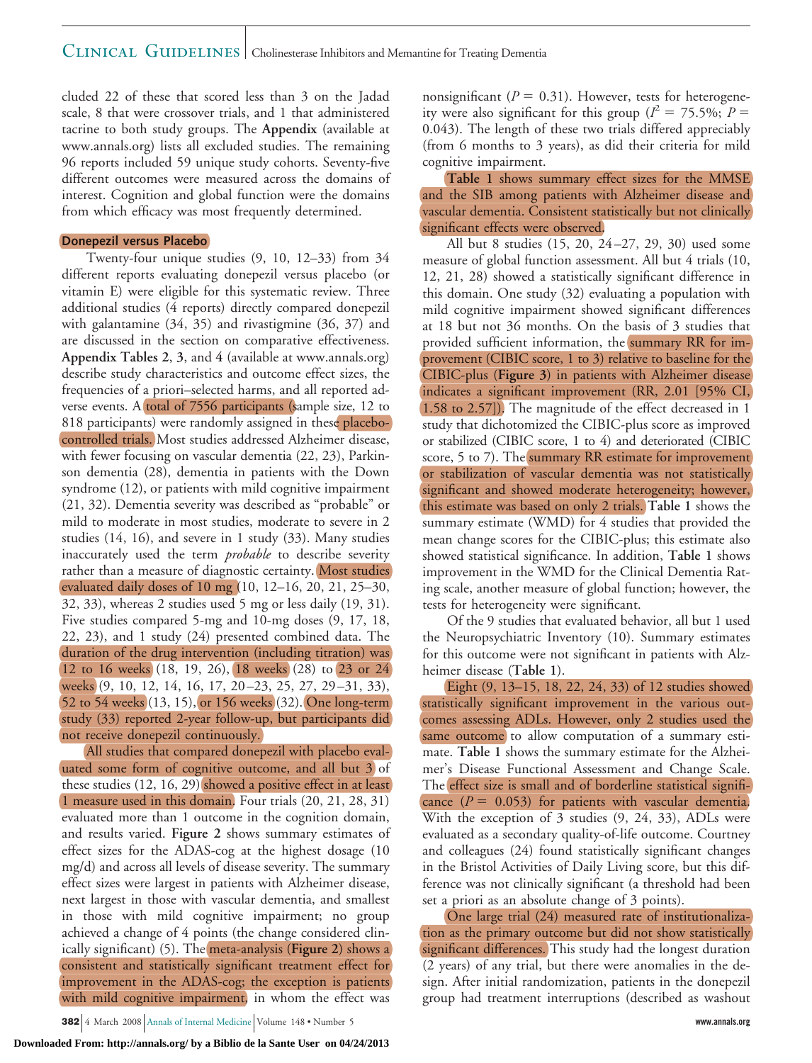cluded 22 of these that scored less than 3 on the Jadad scale, 8 that were crossover trials, and 1 that administered tacrine to both study groups. The **Appendix** (available at www.annals.org) lists all excluded studies. The remaining 96 reports included 59 unique study cohorts. Seventy-five different outcomes were measured across the domains of interest. Cognition and global function were the domains from which efficacy was most frequently determined.

### Donepezil versus Placebo

Twenty-four unique studies (9, 10, 12–33) from 34 different reports evaluating donepezil versus placebo (or vitamin E) were eligible for this systematic review. Three additional studies (4 reports) directly compared donepezil with galantamine (34, 35) and rivastigmine (36, 37) and are discussed in the section on comparative effectiveness. **Appendix Tables 2**, **3**, and **4** (available at www.annals.org) describe study characteristics and outcome effect sizes, the frequencies of a priori–selected harms, and all reported adverse events. A total of 7556 participants (sample size, 12 to 818 participants) were randomly assigned in these placebo-controlled trials. Most studies addressed Alzheimer disease, with fewer focusing on vascular dementia (22, 23), Parkinson dementia (28), dementia in patients with the Down syndrome (12), or patients with mild cognitive impairment (21, 32). Dementia severity was described as "probable" or mild to moderate in most studies, moderate to severe in 2 studies (14, 16), and severe in 1 study (33). Many studies inaccurately used the term *probable* to describe severity rather than a measure of diagnostic certainty. Most studies evaluated daily doses of 10 mg (10, 12–16, 20, 21, 25–30, 32, 33), whereas 2 studies used 5 mg or less daily (19, 31). Five studies compared 5-mg and 10-mg doses (9, 17, 18, 22, 23), and 1 study (24) presented combined data. The duration of the drug intervention (including titration) was 12 to 16 weeks (18, 19, 26), 18 weeks (28) to 23 or 24 weeks (9, 10, 12, 14, 16, 17, 20–23, 25, 27, 29–31, 33), 52 to 54 weeks (13, 15), or 156 weeks (32). One long-term study (33) reported 2-year follow-up, but participants did not receive donepezil continuously.

All studies that compared donepezil with placebo evaluated some form of cognitive outcome, and all but 3 of these studies (12, 16, 29) showed a positive effect in at least 1 measure used in this domain. Four trials (20, 21, 28, 31) evaluated more than 1 outcome in the cognition domain, and results varied. **Figure 2** shows summary estimates of effect sizes for the ADAS-cog at the highest dosage (10 mg/d) and across all levels of disease severity. The summary effect sizes were largest in patients with Alzheimer disease, next largest in those with vascular dementia, and smallest in those with mild cognitive impairment; no group achieved a change of 4 points (the change considered clinically significant) (5). The meta-analysis (**Figure 2**) shows a consistent and statistically significant treatment effect for improvement in the ADAS-cog; the exception is patients with mild cognitive impairment, in whom the effect was nonsignificant ($P = 0.31$). However, tests for heterogeneity were also significant for this group ($I^2 = 75.5\%$; $P = 0.043$). The length of these two trials differed appreciably (from 6 months to 3 years), as did their criteria for mild cognitive impairment.

**Table 1** shows summary effect sizes for the MMSE and the SIB among patients with Alzheimer disease and vascular dementia. Consistent statistically but not clinically significant effects were observed.

All but 8 studies (15, 20, 24–27, 29, 30) used some measure of global function assessment. All but 4 trials (10, 12, 21, 28) showed a statistically significant difference in this domain. One study (32) evaluating a population with mild cognitive impairment showed significant differences at 18 but not 36 months. On the basis of 3 studies that provided sufficient information, the summary RR for improvement (CIBIC score, 1 to 3) relative to baseline for the CIBIC-plus (**Figure 3**) in patients with Alzheimer disease indicates a significant improvement (RR, 2.01 [95% CI, 1.58 to 2.57]). The magnitude of the effect decreased in 1 study that dichotomized the CIBIC-plus score as improved or stabilized (CIBIC score, 1 to 4) and deteriorated (CIBIC score, 5 to 7). The summary RR estimate for improvement or stabilization of vascular dementia was not statistically significant and showed moderate heterogeneity; however, this estimate was based on only 2 trials. **Table 1** shows the summary estimate (WMD) for 4 studies that provided the mean change scores for the CIBIC-plus; this estimate also showed statistical significance. In addition, **Table 1** shows improvement in the WMD for the Clinical Dementia Rating scale, another measure of global function; however, the tests for heterogeneity were significant.

Of the 9 studies that evaluated behavior, all but 1 used the Neuropsychiatric Inventory (10). Summary estimates for this outcome were not significant in patients with Alzheimer disease (**Table 1**).

Eight (9, 13–15, 18, 22, 24, 33) of 12 studies showed statistically significant improvement in the various outcomes assessing ADLs. However, only 2 studies used the same outcome to allow computation of a summary estimate. **Table 1** shows the summary estimate for the Alzheimer's Disease Functional Assessment and Change Scale. The effect size is small and of borderline statistical significance ($P = 0.053$) for patients with vascular dementia. With the exception of 3 studies (9, 24, 33), ADLs were evaluated as a secondary quality-of-life outcome. Courtney and colleagues (24) found statistically significant changes in the Bristol Activities of Daily Living score, but this difference was not clinically significant (a threshold had been set a priori as an absolute change of 3 points).

One large trial (24) measured rate of institutionalization as the primary outcome but did not show statistically significant differences. This study had the longest duration (2 years) of any trial, but there were anomalies in the design. After initial randomization, patients in the donepezil group had treatment interruptions (described as washout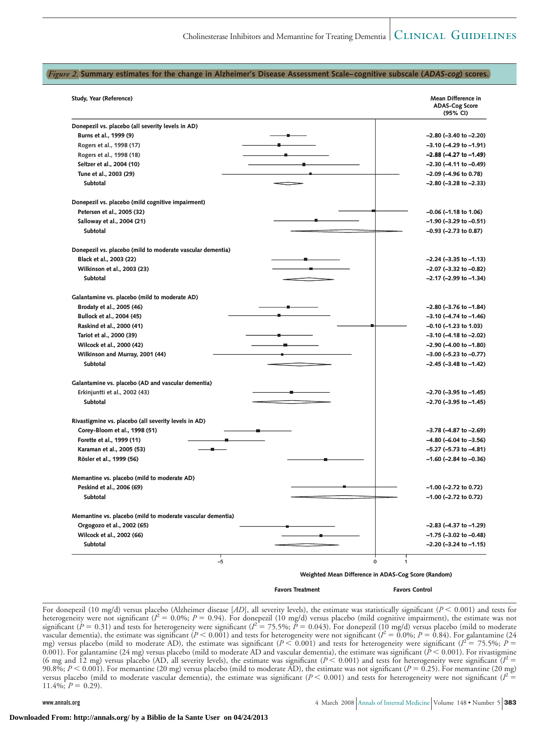*Figure 2.* **Summary estimates for the change in Alzheimer's Disease Assessment Scale–cognitive subscale (*ADAS-cog*) scores.**

| Study, Year (Reference) | Mean Difference in ADAS-Cog Score (95% CI) |
|---|---|
| **Donepezil vs. placebo (all severity levels in AD)** | |
| Burns et al., 1999 (9) | −2.80 (−3.40 to −2.20) |
| Rogers et al., 1998 (17) | −3.10 (−4.29 to −1.91) |
| Rogers et al., 1998 (18) | −2.88 (−4.27 to −1.49) |
| Seltzer et al., 2004 (10) | −2.30 (−4.11 to −0.49) |
| Tune et al., 2003 (29) | −2.09 (−4.96 to 0.78) |
| Subtotal | −2.80 (−3.28 to −2.33) |
| **Donepezil vs. placebo (mild cognitive impairment)** | |
| Petersen et al., 2005 (32) | −0.06 (−1.18 to 1.06) |
| Salloway et al., 2004 (21) | −1.90 (−3.29 to −0.51) |
| Subtotal | −0.93 (−2.73 to 0.87) |
| **Donepezil vs. placebo (mild to moderate vascular dementia)** | |
| Black et al., 2003 (22) | −2.24 (−3.35 to −1.13) |
| Wilkinson et al., 2003 (23) | −2.07 (−3.32 to −0.82) |
| Subtotal | −2.17 (−2.99 to −1.34) |
| **Galantamine vs. placebo (mild to moderate AD)** | |
| Brodaty et al., 2005 (46) | −2.80 (−3.76 to −1.84) |
| Bullock et al., 2004 (45) | −3.10 (−4.74 to −1.46) |
| Raskind et al., 2000 (41) | −0.10 (−1.23 to 1.03) |
| Tariot et al., 2000 (39) | −3.10 (−4.18 to −2.02) |
| Wilcock et al., 2000 (42) | −2.90 (−4.00 to −1.80) |
| Wilkinson and Murray, 2001 (44) | −3.00 (−5.23 to −0.77) |
| Subtotal | −2.45 (−3.48 to −1.42) |
| **Galantamine vs. placebo (AD and vascular dementia)** | |
| Erkinjuntti et al., 2002 (43) | −2.70 (−3.95 to −1.45) |
| Subtotal | −2.70 (−3.95 to −1.45) |
| **Rivastigmine vs. placebo (all severity levels in AD)** | |
| Corey-Bloom et al., 1998 (51) | −3.78 (−4.87 to −2.69) |
| Forette et al., 1999 (11) | −4.80 (−6.04 to −3.56) |
| Karaman et al., 2005 (53) | −5.27 (−5.73 to −4.81) |
| Rösler et al., 1999 (56) | −1.60 (−2.84 to −0.36) |
| **Memantine vs. placebo (mild to moderate AD)** | |
| Peskind et al., 2006 (69) | −1.00 (−2.72 to 0.72) |
| Subtotal | −1.00 (−2.72 to 0.72) |
| **Memantine vs. placebo (mild to moderate vascular dementia)** | |
| Orgogozo et al., 2002 (65) | −2.83 (−4.37 to −1.29) |
| Wilcock et al., 2002 (66) | −1.75 (−3.02 to −0.48) |
| Subtotal | −2.20 (−3.24 to −1.15) |

Weighted Mean Difference in ADAS-Cog Score (Random)

Favors Treatment — Favors Control

For donepezil (10 mg/d) versus placebo (Alzheimer disease [*AD*], all severity levels), the estimate was statistically significant ($P < 0.001$) and tests for heterogeneity were not significant ($I^2 = 0.0\%$; $P = 0.94$). For donepezil (10 mg/d) versus placebo (mild cognitive impairment), the estimate was not significant ($P = 0.31$) and tests for heterogeneity were significant ($I^2 = 75.5\%$; $P = 0.043$). For donepezil (10 mg/d) versus placebo (mild to moderate vascular dementia), the estimate was significant ($P < 0.001$) and tests for heterogeneity were not significant ($I^2 = 0.0\%$; $P = 0.84$). For galantamine (24 mg) versus placebo (mild to moderate AD), the estimate was significant ($P < 0.001$) and tests for heterogeneity were significant ($I^2 = 75.5\%$; $P = 0.001$). For galantamine (24 mg) versus placebo (mild to moderate AD and vascular dementia), the estimate was significant ($P < 0.001$). For rivastigmine (6 mg and 12 mg) versus placebo (AD, all severity levels), the estimate was significant ($P < 0.001$) and tests for heterogeneity were significant ($I^2 = 90.8\%$; $P < 0.001$). For memantine (20 mg) versus placebo (mild to moderate AD), the estimate was not significant ($P = 0.25$). For memantine (20 mg) versus placebo (mild to moderate vascular dementia), the estimate was significant ($P < 0.001$) and tests for heterogeneity were not significant ($I^2 = 11.4\%$; $P = 0.29$).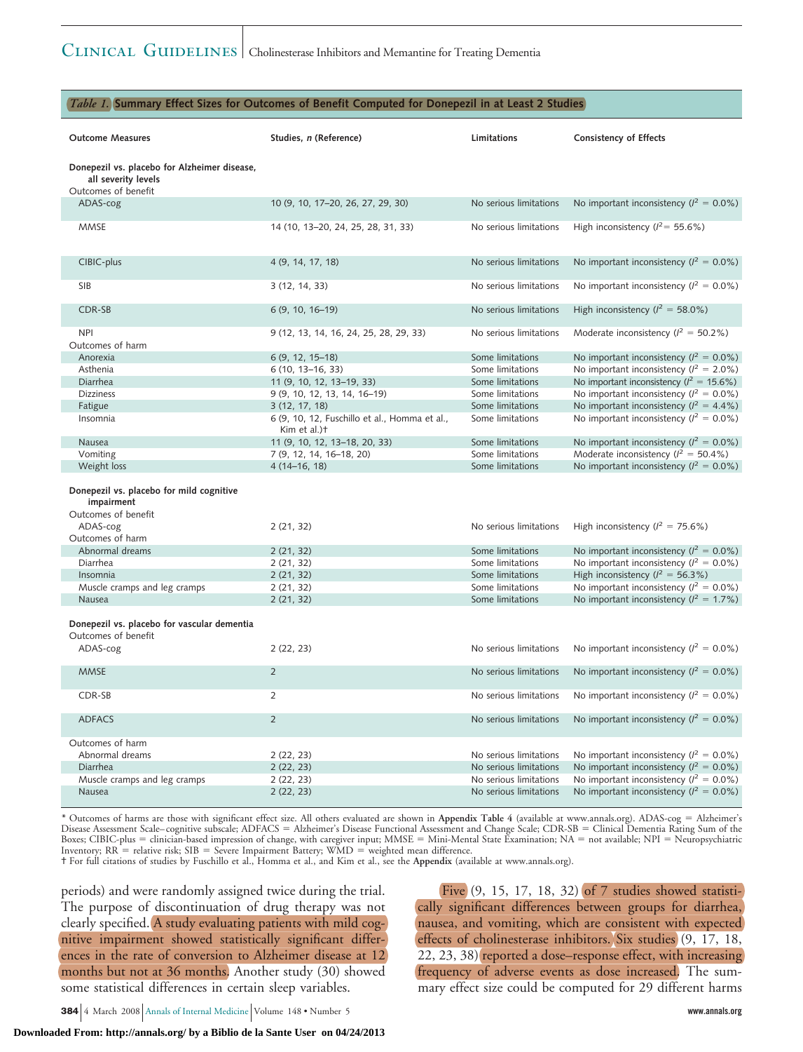**Table 1. Summary Effect Sizes for Outcomes of Benefit Computed for Donepezil in at Least 2 Studies**

| Outcome Measures | Studies, *n* (Reference) | Limitations | Consistency of Effects |
|---|---|---|---|
| **Donepezil vs. placebo for Alzheimer disease, all severity levels** | | | |
| Outcomes of benefit | | | |
| ADAS-cog | 10 (9, 10, 17–20, 26, 27, 29, 30) | No serious limitations | No important inconsistency ($I^2$ = 0.0%) |
| MMSE | 14 (10, 13–20, 24, 25, 28, 31, 33) | No serious limitations | High inconsistency ($I^2$= 55.6%) |
| CIBIC-plus | 4 (9, 14, 17, 18) | No serious limitations | No important inconsistency ($I^2$ = 0.0%) |
| SIB | 3 (12, 14, 33) | No serious limitations | No important inconsistency ($I^2$ = 0.0%) |
| CDR-SB | 6 (9, 10, 16–19) | No serious limitations | High inconsistency ($I^2$ = 58.0%) |
| NPI | 9 (12, 13, 14, 16, 24, 25, 28, 29, 33) | No serious limitations | Moderate inconsistency ($I^2$ = 50.2%) |
| Outcomes of harm | | | |
| Anorexia | 6 (9, 12, 15–18) | Some limitations | No important inconsistency ($I^2$ = 0.0%) |
| Asthenia | 6 (10, 13–16, 33) | Some limitations | No important inconsistency ($I^2$ = 2.0%) |
| Diarrhea | 11 (9, 10, 12, 13–19, 33) | Some limitations | No important inconsistency ($I^2$ = 15.6%) |
| Dizziness | 9 (9, 10, 12, 13, 14, 16–19) | Some limitations | No important inconsistency ($I^2$ = 0.0%) |
| Fatigue | 3 (12, 17, 18) | Some limitations | No important inconsistency ($I^2$ = 4.4%) |
| Insomnia | 6 (9, 10, 12, Fuschillo et al., Homma et al., Kim et al.)† | Some limitations | No important inconsistency ($I^2$ = 0.0%) |
| Nausea | 11 (9, 10, 12, 13–18, 20, 33) | Some limitations | No important inconsistency ($I^2$ = 0.0%) |
| Vomiting | 7 (9, 12, 14, 16–18, 20) | Some limitations | Moderate inconsistency ($I^2$ = 50.4%) |
| Weight loss | 4 (14–16, 18) | Some limitations | No important inconsistency ($I^2$ = 0.0%) |
| **Donepezil vs. placebo for mild cognitive impairment** | | | |
| Outcomes of benefit | | | |
| ADAS-cog | 2 (21, 32) | No serious limitations | High inconsistency ($I^2$ = 75.6%) |
| Outcomes of harm | | | |
| Abnormal dreams | 2 (21, 32) | Some limitations | No important inconsistency ($I^2$ = 0.0%) |
| Diarrhea | 2 (21, 32) | Some limitations | No important inconsistency ($I^2$ = 0.0%) |
| Insomnia | 2 (21, 32) | Some limitations | High inconsistency ($I^2$ = 56.3%) |
| Muscle cramps and leg cramps | 2 (21, 32) | Some limitations | No important inconsistency ($I^2$ = 0.0%) |
| Nausea | 2 (21, 32) | Some limitations | No important inconsistency ($I^2$ = 1.7%) |
| **Donepezil vs. placebo for vascular dementia** | | | |
| Outcomes of benefit | | | |
| ADAS-cog | 2 (22, 23) | No serious limitations | No important inconsistency ($I^2$ = 0.0%) |
| MMSE | 2 | No serious limitations | No important inconsistency ($I^2$ = 0.0%) |
| CDR-SB | 2 | No serious limitations | No important inconsistency ($I^2$ = 0.0%) |
| ADFACS | 2 | No serious limitations | No important inconsistency ($I^2$ = 0.0%) |
| Outcomes of harm | | | |
| Abnormal dreams | 2 (22, 23) | No serious limitations | No important inconsistency ($I^2$ = 0.0%) |
| Diarrhea | 2 (22, 23) | No serious limitations | No important inconsistency ($I^2$ = 0.0%) |
| Muscle cramps and leg cramps | 2 (22, 23) | No serious limitations | No important inconsistency ($I^2$ = 0.0%) |
| Nausea | 2 (22, 23) | No serious limitations | No important inconsistency ($I^2$ = 0.0%) |

\* Outcomes of harms are those with significant effect size. All others evaluated are shown in **Appendix Table 4** (available at www.annals.org). ADAS-cog = Alzheimer's Disease Assessment Scale–cognitive subscale; ADFACS = Alzheimer's Disease Functional Assessment and Change Scale; CDR-SB = Clinical Dementia Rating Sum of the Boxes; CIBIC-plus = clinician-based impression of change, with caregiver input; MMSE = Mini-Mental State Examination; NA = not available; NPI = Neuropsychiatric Inventory; RR = relative risk; SIB = Severe Impairment Battery; WMD = weighted mean difference.
† For full citations of studies by Fuschillo et al., Homma et al., and Kim et al., see the **Appendix** (available at www.annals.org).

periods) and were randomly assigned twice during the trial. The purpose of discontinuation of drug therapy was not clearly specified. A study evaluating patients with mild cognitive impairment showed statistically significant differences in the rate of conversion to Alzheimer disease at 12 months but not at 36 months. Another study (30) showed some statistical differences in certain sleep variables.

Five (9, 15, 17, 18, 32) of 7 studies showed statistically significant differences between groups for diarrhea, nausea, and vomiting, which are consistent with expected effects of cholinesterase inhibitors. Six studies (9, 17, 18, 22, 23, 38) reported a dose–response effect, with increasing frequency of adverse events as dose increased. The summary effect size could be computed for 29 different harms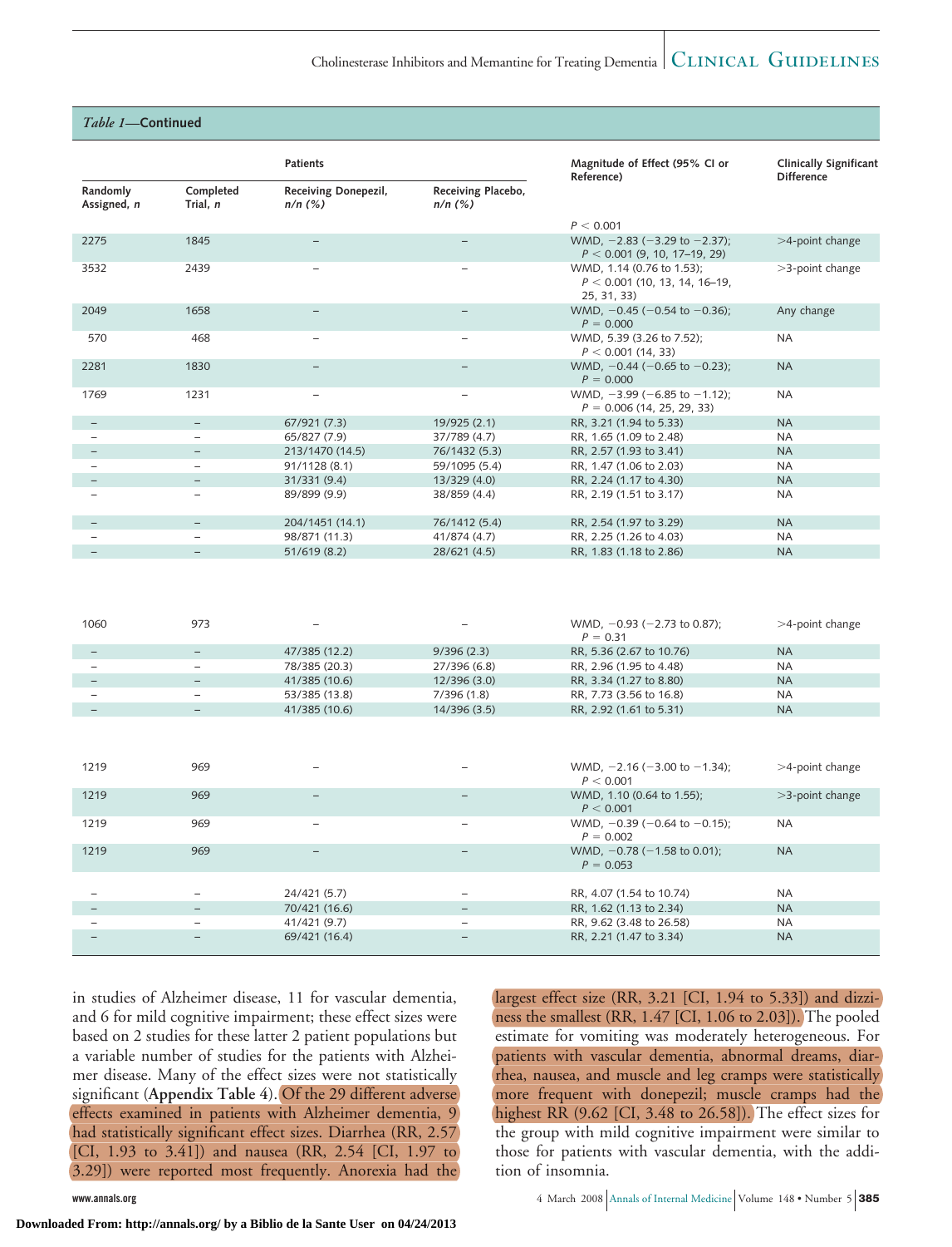*Table 1*—**Continued**

| Patients | | | | Magnitude of Effect (95% CI or Reference) | Clinically Significant Difference |
|---|---|---|---|---|---|
| Randomly Assigned, *n* | Completed Trial, *n* | Receiving Donepezil, *n/n* (%) | Receiving Placebo, *n/n* (%) | | |
| | | | | $P < 0.001$ | |
| 2275 | 1845 | – | – | WMD, −2.83 (−3.29 to −2.37); $P < 0.001$ (9, 10, 17–19, 29) | >4-point change |
| 3532 | 2439 | – | – | WMD, 1.14 (0.76 to 1.53); $P < 0.001$ (10, 13, 14, 16–19, 25, 31, 33) | >3-point change |
| 2049 | 1658 | – | – | WMD, −0.45 (−0.54 to −0.36); $P = 0.000$ | Any change |
| 570 | 468 | – | – | WMD, 5.39 (3.26 to 7.52); $P < 0.001$ (14, 33) | NA |
| 2281 | 1830 | – | – | WMD, −0.44 (−0.65 to −0.23); $P = 0.000$ | NA |
| 1769 | 1231 | – | – | WMD, −3.99 (−6.85 to −1.12); $P = 0.006$ (14, 25, 29, 33) | NA |
| – | – | 67/921 (7.3) | 19/925 (2.1) | RR, 3.21 (1.94 to 5.33) | NA |
| – | – | 65/827 (7.9) | 37/789 (4.7) | RR, 1.65 (1.09 to 2.48) | NA |
| – | – | 213/1470 (14.5) | 76/1432 (5.3) | RR, 2.57 (1.93 to 3.41) | NA |
| – | – | 91/1128 (8.1) | 59/1095 (5.4) | RR, 1.47 (1.06 to 2.03) | NA |
| – | – | 31/331 (9.4) | 13/329 (4.0) | RR, 2.24 (1.17 to 4.30) | NA |
| – | – | 89/899 (9.9) | 38/859 (4.4) | RR, 2.19 (1.51 to 3.17) | NA |
| – | – | 204/1451 (14.1) | 76/1412 (5.4) | RR, 2.54 (1.97 to 3.29) | NA |
| – | – | 98/871 (11.3) | 41/874 (4.7) | RR, 2.25 (1.26 to 4.03) | NA |
| – | – | 51/619 (8.2) | 28/621 (4.5) | RR, 1.83 (1.18 to 2.86) | NA |
| 1060 | 973 | – | – | WMD, −0.93 (−2.73 to 0.87); $P = 0.31$ | >4-point change |
| – | – | 47/385 (12.2) | 9/396 (2.3) | RR, 5.36 (2.67 to 10.76) | NA |
| – | – | 78/385 (20.3) | 27/396 (6.8) | RR, 2.96 (1.95 to 4.48) | NA |
| – | – | 41/385 (10.6) | 12/396 (3.0) | RR, 3.34 (1.27 to 8.80) | NA |
| – | – | 53/385 (13.8) | 7/396 (1.8) | RR, 7.73 (3.56 to 16.8) | NA |
| – | – | 41/385 (10.6) | 14/396 (3.5) | RR, 2.92 (1.61 to 5.31) | NA |
| 1219 | 969 | – | – | WMD, −2.16 (−3.00 to −1.34); $P < 0.001$ | >4-point change |
| 1219 | 969 | – | – | WMD, 1.10 (0.64 to 1.55); $P < 0.001$ | >3-point change |
| 1219 | 969 | – | – | WMD, −0.39 (−0.64 to −0.15); $P = 0.002$ | NA |
| 1219 | 969 | – | – | WMD, −0.78 (−1.58 to 0.01); $P = 0.053$ | NA |
| – | – | 24/421 (5.7) | – | RR, 4.07 (1.54 to 10.74) | NA |
| – | – | 70/421 (16.6) | – | RR, 1.62 (1.13 to 2.34) | NA |
| – | – | 41/421 (9.7) | – | RR, 9.62 (3.48 to 26.58) | NA |
| – | – | 69/421 (16.4) | – | RR, 2.21 (1.47 to 3.34) | NA |

in studies of Alzheimer disease, 11 for vascular dementia, and 6 for mild cognitive impairment; these effect sizes were based on 2 studies for these latter 2 patient populations but a variable number of studies for the patients with Alzheimer disease. Many of the effect sizes were not statistically significant (**Appendix Table 4**). Of the 29 different adverse effects examined in patients with Alzheimer dementia, 9 had statistically significant effect sizes. Diarrhea (RR, 2.57 [CI, 1.93 to 3.41]) and nausea (RR, 2.54 [CI, 1.97 to 3.29]) were reported most frequently. Anorexia had the largest effect size (RR, 3.21 [CI, 1.94 to 5.33]) and dizziness the smallest (RR, 1.47 [CI, 1.06 to 2.03]). The pooled estimate for vomiting was moderately heterogeneous. For patients with vascular dementia, abnormal dreams, diarrhea, nausea, and muscle and leg cramps were statistically more frequent with donepezil; muscle cramps had the highest RR (9.62 [CI, 3.48 to 26.58]). The effect sizes for the group with mild cognitive impairment were similar to those for patients with vascular dementia, with the addition of insomnia.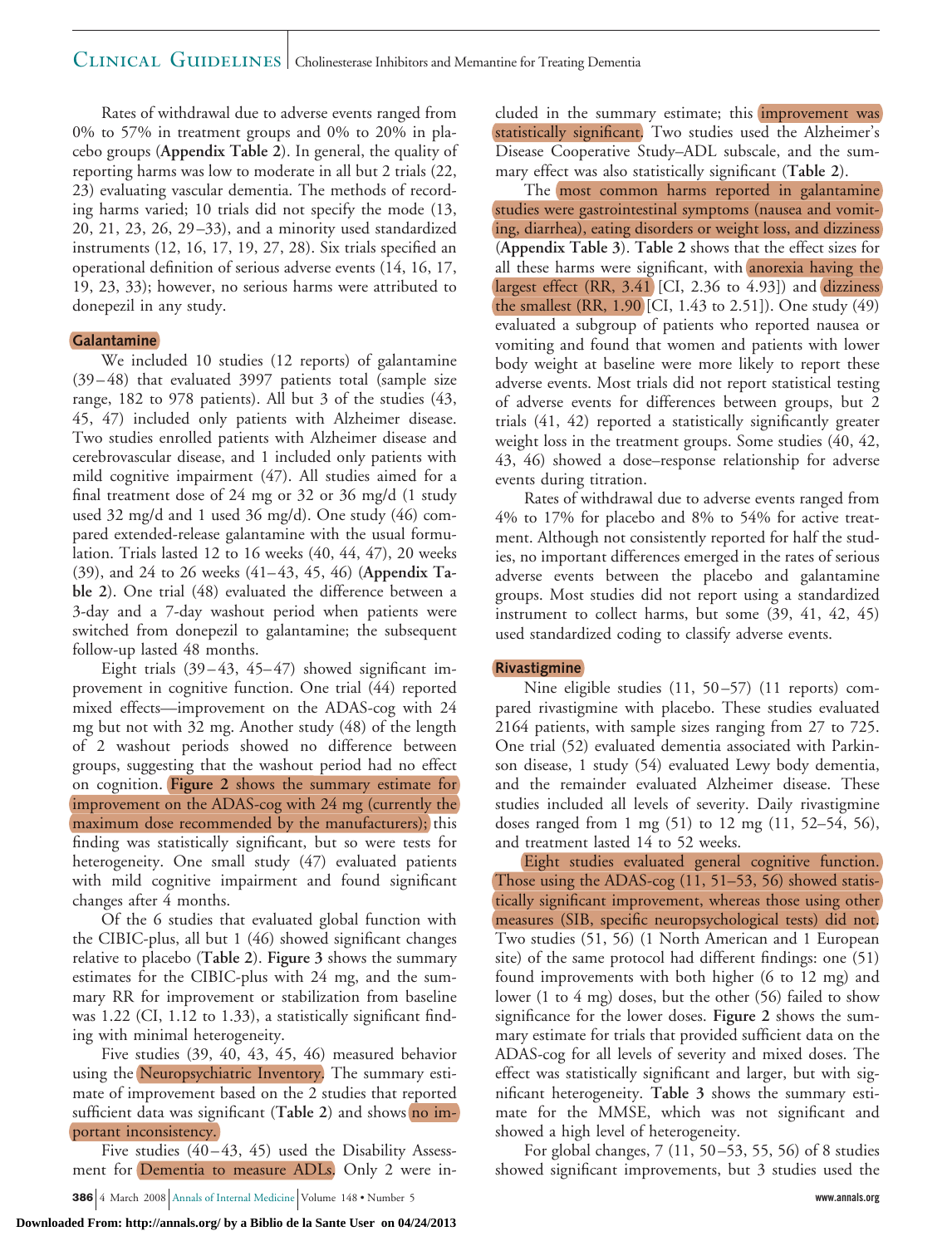Rates of withdrawal due to adverse events ranged from 0% to 57% in treatment groups and 0% to 20% in placebo groups (**Appendix Table 2**). In general, the quality of reporting harms was low to moderate in all but 2 trials (22, 23) evaluating vascular dementia. The methods of recording harms varied; 10 trials did not specify the mode (13, 20, 21, 23, 26, 29–33), and a minority used standardized instruments (12, 16, 17, 19, 27, 28). Six trials specified an operational definition of serious adverse events (14, 16, 17, 19, 23, 33); however, no serious harms were attributed to donepezil in any study.

### Galantamine

We included 10 studies (12 reports) of galantamine (39–48) that evaluated 3997 patients total (sample size range, 182 to 978 patients). All but 3 of the studies (43, 45, 47) included only patients with Alzheimer disease. Two studies enrolled patients with Alzheimer disease and cerebrovascular disease, and 1 included only patients with mild cognitive impairment (47). All studies aimed for a final treatment dose of 24 mg or 32 or 36 mg/d (1 study used 32 mg/d and 1 used 36 mg/d). One study (46) compared extended-release galantamine with the usual formulation. Trials lasted 12 to 16 weeks (40, 44, 47), 20 weeks (39), and 24 to 26 weeks (41–43, 45, 46) (**Appendix Table 2**). One trial (48) evaluated the difference between a 3-day and a 7-day washout period when patients were switched from donepezil to galantamine; the subsequent follow-up lasted 48 months.

Eight trials (39–43, 45–47) showed significant improvement in cognitive function. One trial (44) reported mixed effects—improvement on the ADAS-cog with 24 mg but not with 32 mg. Another study (48) of the length of 2 washout periods showed no difference between groups, suggesting that the washout period had no effect on cognition. **Figure 2** shows the summary estimate for improvement on the ADAS-cog with 24 mg (currently the maximum dose recommended by the manufacturers); this finding was statistically significant, but so were tests for heterogeneity. One small study (47) evaluated patients with mild cognitive impairment and found significant changes after 4 months.

Of the 6 studies that evaluated global function with the CIBIC-plus, all but 1 (46) showed significant changes relative to placebo (**Table 2**). **Figure 3** shows the summary estimates for the CIBIC-plus with 24 mg, and the summary RR for improvement or stabilization from baseline was 1.22 (CI, 1.12 to 1.33), a statistically significant finding with minimal heterogeneity.

Five studies (39, 40, 43, 45, 46) measured behavior using the Neuropsychiatric Inventory. The summary estimate of improvement based on the 2 studies that reported sufficient data was significant (**Table 2**) and shows no important inconsistency.

Five studies (40–43, 45) used the Disability Assessment for Dementia to measure ADLs. Only 2 were included in the summary estimate; this improvement was statistically significant. Two studies used the Alzheimer's Disease Cooperative Study–ADL subscale, and the summary effect was also statistically significant (**Table 2**).

The most common harms reported in galantamine studies were gastrointestinal symptoms (nausea and vomiting, diarrhea), eating disorders or weight loss, and dizziness (**Appendix Table 3**). **Table 2** shows that the effect sizes for all these harms were significant, with anorexia having the largest effect (RR, 3.41 [CI, 2.36 to 4.93]) and dizziness the smallest (RR, 1.90 [CI, 1.43 to 2.51]). One study (49) evaluated a subgroup of patients who reported nausea or vomiting and found that women and patients with lower body weight at baseline were more likely to report these adverse events. Most trials did not report statistical testing of adverse events for differences between groups, but 2 trials (41, 42) reported a statistically significantly greater weight loss in the treatment groups. Some studies (40, 42, 43, 46) showed a dose–response relationship for adverse events during titration.

Rates of withdrawal due to adverse events ranged from 4% to 17% for placebo and 8% to 54% for active treatment. Although not consistently reported for half the studies, no important differences emerged in the rates of serious adverse events between the placebo and galantamine groups. Most studies did not report using a standardized instrument to collect harms, but some (39, 41, 42, 45) used standardized coding to classify adverse events.

### Rivastigmine

Nine eligible studies (11, 50–57) (11 reports) compared rivastigmine with placebo. These studies evaluated 2164 patients, with sample sizes ranging from 27 to 725. One trial (52) evaluated dementia associated with Parkinson disease, 1 study (54) evaluated Lewy body dementia, and the remainder evaluated Alzheimer disease. These studies included all levels of severity. Daily rivastigmine doses ranged from 1 mg (51) to 12 mg (11, 52–54, 56), and treatment lasted 14 to 52 weeks.

Eight studies evaluated general cognitive function. Those using the ADAS-cog (11, 51–53, 56) showed statistically significant improvement, whereas those using other measures (SIB, specific neuropsychological tests) did not. Two studies (51, 56) (1 North American and 1 European site) of the same protocol had different findings: one (51) found improvements with both higher (6 to 12 mg) and lower (1 to 4 mg) doses, but the other (56) failed to show significance for the lower doses. **Figure 2** shows the summary estimate for trials that provided sufficient data on the ADAS-cog for all levels of severity and mixed doses. The effect was statistically significant and larger, but with significant heterogeneity. **Table 3** shows the summary estimate for the MMSE, which was not significant and showed a high level of heterogeneity.

For global changes, 7 (11, 50–53, 55, 56) of 8 studies showed significant improvements, but 3 studies used the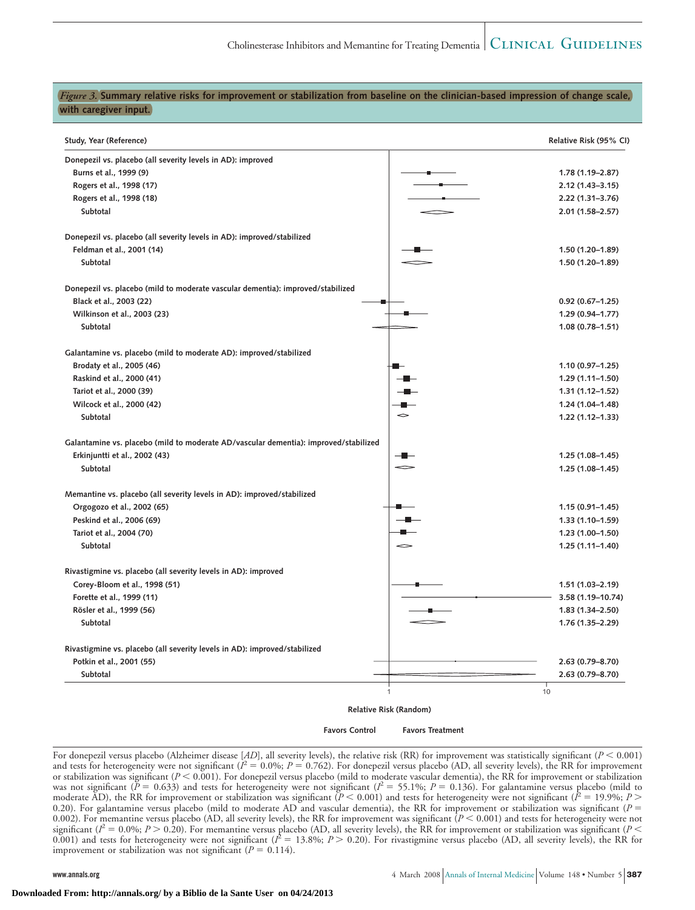*Figure 3.* **Summary relative risks for improvement or stabilization from baseline on the clinician-based impression of change scale, with caregiver input.**

| Study, Year (Reference) | Relative Risk (95% CI) |
|---|---|
| **Donepezil vs. placebo (all severity levels in AD): improved** | |
| Burns et al., 1999 (9) | 1.78 (1.19–2.87) |
| Rogers et al., 1998 (17) | 2.12 (1.43–3.15) |
| Rogers et al., 1998 (18) | 2.22 (1.31–3.76) |
| Subtotal | 2.01 (1.58–2.57) |
| **Donepezil vs. placebo (all severity levels in AD): improved/stabilized** | |
| Feldman et al., 2001 (14) | 1.50 (1.20–1.89) |
| Subtotal | 1.50 (1.20–1.89) |
| **Donepezil vs. placebo (mild to moderate vascular dementia): improved/stabilized** | |
| Black et al., 2003 (22) | 0.92 (0.67–1.25) |
| Wilkinson et al., 2003 (23) | 1.29 (0.94–1.77) |
| Subtotal | 1.08 (0.78–1.51) |
| **Galantamine vs. placebo (mild to moderate AD): improved/stabilized** | |
| Brodaty et al., 2005 (46) | 1.10 (0.97–1.25) |
| Raskind et al., 2000 (41) | 1.29 (1.11–1.50) |
| Tariot et al., 2000 (39) | 1.31 (1.12–1.52) |
| Wilcock et al., 2000 (42) | 1.24 (1.04–1.48) |
| Subtotal | 1.22 (1.12–1.33) |
| **Galantamine vs. placebo (mild to moderate AD/vascular dementia): improved/stabilized** | |
| Erkinjuntti et al., 2002 (43) | 1.25 (1.08–1.45) |
| Subtotal | 1.25 (1.08–1.45) |
| **Memantine vs. placebo (all severity levels in AD): improved/stabilized** | |
| Orgogozo et al., 2002 (65) | 1.15 (0.91–1.45) |
| Peskind et al., 2006 (69) | 1.33 (1.10–1.59) |
| Tariot et al., 2004 (70) | 1.23 (1.00–1.50) |
| Subtotal | 1.25 (1.11–1.40) |
| **Rivastigmine vs. placebo (all severity levels in AD): improved** | |
| Corey-Bloom et al., 1998 (51) | 1.51 (1.03–2.19) |
| Forette et al., 1999 (11) | 3.58 (1.19–10.74) |
| Rösler et al., 1999 (56) | 1.83 (1.34–2.50) |
| Subtotal | 1.76 (1.35–2.29) |
| **Rivastigmine vs. placebo (all severity levels in AD): improved/stabilized** | |
| Potkin et al., 2001 (55) | 2.63 (0.79–8.70) |
| Subtotal | 2.63 (0.79–8.70) |

Relative Risk (Random)

Favors Control — Favors Treatment

For donepezil versus placebo (Alzheimer disease [*AD*], all severity levels), the relative risk (RR) for improvement was statistically significant ($P < 0.001$) and tests for heterogeneity were not significant ($I^2 = 0.0\%$; $P = 0.762$). For donepezil versus placebo (AD, all severity levels), the RR for improvement or stabilization was significant ($P < 0.001$). For donepezil versus placebo (mild to moderate vascular dementia), the RR for improvement or stabilization was not significant ($P = 0.633$) and tests for heterogeneity were not significant ($I^2 = 55.1\%$; $P = 0.136$). For galantamine versus placebo (mild to moderate AD), the RR for improvement or stabilization was significant ($P < 0.001$) and tests for heterogeneity were not significant ($I^2 = 19.9\%$; $P > 0.20$). For galantamine versus placebo (mild to moderate AD and vascular dementia), the RR for improvement or stabilization was significant ($P = 0.002$). For memantine versus placebo (AD, all severity levels), the RR for improvement was significant ($P < 0.001$) and tests for heterogeneity were not significant ($I^2 = 0.0\%$; $P > 0.20$). For memantine versus placebo (AD, all severity levels), the RR for improvement or stabilization was significant ($P < 0.001$) and tests for heterogeneity were not significant ($I^2 = 13.8\%$; $P > 0.20$). For rivastigmine versus placebo (AD, all severity levels), the RR for improvement or stabilization was not significant ($P = 0.114$).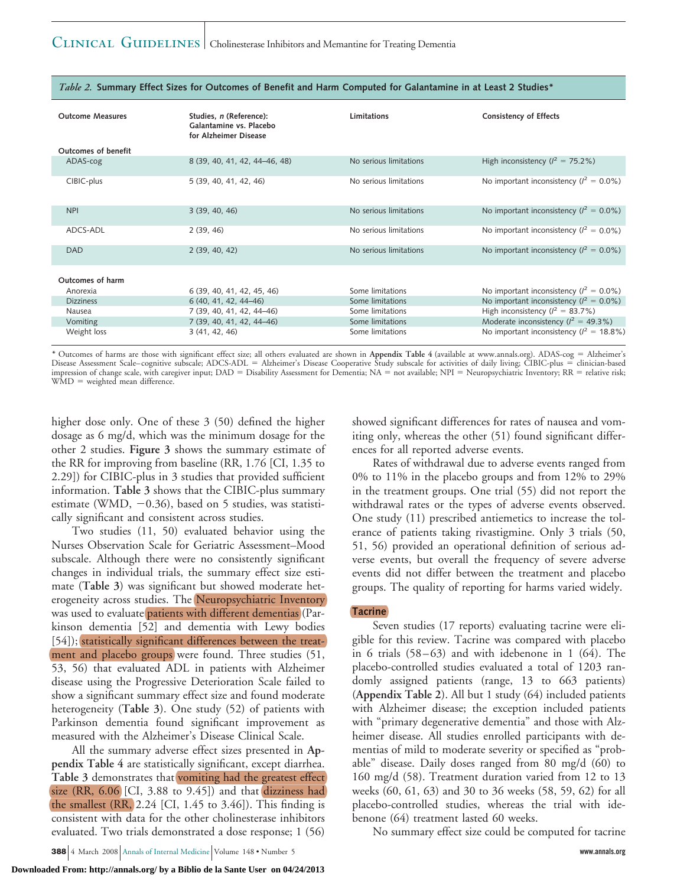*Table 2.* **Summary Effect Sizes for Outcomes of Benefit and Harm Computed for Galantamine in at Least 2 Studies***

| Outcome Measures | Studies, *n* (Reference): Galantamine vs. Placebo for Alzheimer Disease | Limitations | Consistency of Effects |
|---|---|---|---|
| **Outcomes of benefit** | | | |
| ADAS-cog | 8 (39, 40, 41, 42, 44–46, 48) | No serious limitations | High inconsistency ($I^2$ = 75.2%) |
| CIBIC-plus | 5 (39, 40, 41, 42, 46) | No serious limitations | No important inconsistency ($I^2$ = 0.0%) |
| NPI | 3 (39, 40, 46) | No serious limitations | No important inconsistency ($I^2$ = 0.0%) |
| ADCS-ADL | 2 (39, 46) | No serious limitations | No important inconsistency ($I^2$ = 0.0%) |
| DAD | 2 (39, 40, 42) | No serious limitations | No important inconsistency ($I^2$ = 0.0%) |
| **Outcomes of harm** | | | |
| Anorexia | 6 (39, 40, 41, 42, 45, 46) | Some limitations | No important inconsistency ($I^2$ = 0.0%) |
| Dizziness | 6 (40, 41, 42, 44–46) | Some limitations | No important inconsistency ($I^2$ = 0.0%) |
| Nausea | 7 (39, 40, 41, 42, 44–46) | Some limitations | High inconsistency ($I^2$ = 83.7%) |
| Vomiting | 7 (39, 40, 41, 42, 44–46) | Some limitations | Moderate inconsistency ($I^2$ = 49.3%) |
| Weight loss | 3 (41, 42, 46) | Some limitations | No important inconsistency ($I^2$ = 18.8%) |

\* Outcomes of harms are those with significant effect size; all others evaluated are shown in **Appendix Table 4** (available at www.annals.org). ADAS-cog = Alzheimer's Disease Assessment Scale–cognitive subscale; ADCS-ADL = Alzheimer's Disease Cooperative Study subscale for activities of daily living; CIBIC-plus = clinician-based impression of change scale, with caregiver input; DAD = Disability Assessment for Dementia; NA = not available; NPI = Neuropsychiatric Inventory; RR = relative risk; WMD = weighted mean difference.

higher dose only. One of these 3 (50) defined the higher dosage as 6 mg/d, which was the minimum dosage for the other 2 studies. **Figure 3** shows the summary estimate of the RR for improving from baseline (RR, 1.76 [CI, 1.35 to 2.29]) for CIBIC-plus in 3 studies that provided sufficient information. **Table 3** shows that the CIBIC-plus summary estimate (WMD, −0.36), based on 5 studies, was statistically significant and consistent across studies.

Two studies (11, 50) evaluated behavior using the Nurses Observation Scale for Geriatric Assessment–Mood subscale. Although there were no consistently significant changes in individual trials, the summary effect size estimate (**Table 3**) was significant but showed moderate heterogeneity across studies. The Neuropsychiatric Inventory was used to evaluate patients with different dementias (Parkinson dementia [52] and dementia with Lewy bodies [54]); statistically significant differences between the treatment and placebo groups were found. Three studies (51, 53, 56) that evaluated ADL in patients with Alzheimer disease using the Progressive Deterioration Scale failed to show a significant summary effect size and found moderate heterogeneity (**Table 3**). One study (52) of patients with Parkinson dementia found significant improvement as measured with the Alzheimer's Disease Clinical Scale.

All the summary adverse effect sizes presented in **Appendix Table 4** are statistically significant, except diarrhea. **Table 3** demonstrates that vomiting had the greatest effect size (RR, 6.06 [CI, 3.88 to 9.45]) and that dizziness had the smallest (RR, 2.24 [CI, 1.45 to 3.46]). This finding is consistent with data for the other cholinesterase inhibitors evaluated. Two trials demonstrated a dose response; 1 (56) showed significant differences for rates of nausea and vomiting only, whereas the other (51) found significant differences for all reported adverse events.

Rates of withdrawal due to adverse events ranged from 0% to 11% in the placebo groups and from 12% to 29% in the treatment groups. One trial (55) did not report the withdrawal rates or the types of adverse events observed. One study (11) prescribed antiemetics to increase the tolerance of patients taking rivastigmine. Only 3 trials (50, 51, 56) provided an operational definition of serious adverse events, but overall the frequency of severe adverse events did not differ between the treatment and placebo groups. The quality of reporting for harms varied widely.

### Tacrine

Seven studies (17 reports) evaluating tacrine were eligible for this review. Tacrine was compared with placebo in 6 trials (58–63) and with idebenone in 1 (64). The placebo-controlled studies evaluated a total of 1203 randomly assigned patients (range, 13 to 663 patients) (**Appendix Table 2**). All but 1 study (64) included patients with Alzheimer disease; the exception included patients with "primary degenerative dementia" and those with Alzheimer disease. All studies enrolled participants with dementias of mild to moderate severity or specified as "probable" disease. Daily doses ranged from 80 mg/d (60) to 160 mg/d (58). Treatment duration varied from 12 to 13 weeks (60, 61, 63) and 30 to 36 weeks (58, 59, 62) for all placebo-controlled studies, whereas the trial with idebenone (64) treatment lasted 60 weeks.

No summary effect size could be computed for tacrine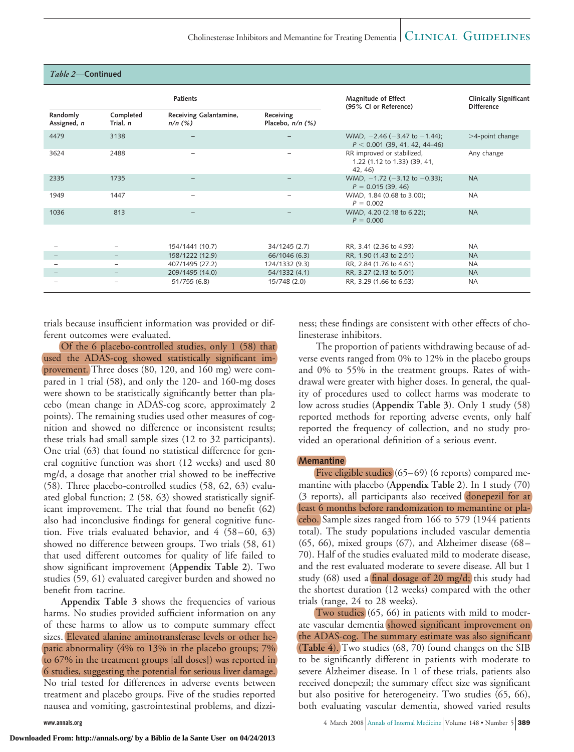*Table 2*—**Continued**

| Patients | | | | Magnitude of Effect (95% CI or Reference) | Clinically Significant Difference |
|---|---|---|---|---|---|
| Randomly Assigned, *n* | Completed Trial, *n* | Receiving Galantamine, *n/n (%)* | Receiving Placebo, *n/n (%)* | | |
| 4479 | 3138 | – | – | WMD, −2.46 (−3.47 to −1.44); $P < 0.001$ (39, 41, 42, 44–46) | >4-point change |
| 3624 | 2488 | – | – | RR improved or stabilized, 1.22 (1.12 to 1.33) (39, 41, 42, 46) | Any change |
| 2335 | 1735 | – | – | WMD, −1.72 (−3.12 to −0.33); $P = 0.015$ (39, 46) | NA |
| 1949 | 1447 | – | – | WMD, 1.84 (0.68 to 3.00); $P = 0.002$ | NA |
| 1036 | 813 | – | – | WMD, 4.20 (2.18 to 6.22); $P = 0.000$ | NA |
| | | | | | |
| – | – | 154/1441 (10.7) | 34/1245 (2.7) | RR, 3.41 (2.36 to 4.93) | NA |
| – | – | 158/1222 (12.9) | 66/1046 (6.3) | RR, 1.90 (1.43 to 2.51) | NA |
| – | – | 407/1495 (27.2) | 124/1332 (9.3) | RR, 2.84 (1.76 to 4.61) | NA |
| – | – | 209/1495 (14.0) | 54/1332 (4.1) | RR, 3.27 (2.13 to 5.01) | NA |
| – | – | 51/755 (6.8) | 15/748 (2.0) | RR, 3.29 (1.66 to 6.53) | NA |

trials because insufficient information was provided or different outcomes were evaluated.

Of the 6 placebo-controlled studies, only 1 (58) that used the ADAS-cog showed statistically significant improvement. Three doses (80, 120, and 160 mg) were compared in 1 trial (58), and only the 120- and 160-mg doses were shown to be statistically significantly better than placebo (mean change in ADAS-cog score, approximately 2 points). The remaining studies used other measures of cognition and showed no difference or inconsistent results; these trials had small sample sizes (12 to 32 participants). One trial (63) that found no statistical difference for general cognitive function was short (12 weeks) and used 80 mg/d, a dosage that another trial showed to be ineffective (58). Three placebo-controlled studies (58, 62, 63) evaluated global function; 2 (58, 63) showed statistically significant improvement. The trial that found no benefit (62) also had inconclusive findings for general cognitive function. Five trials evaluated behavior, and 4 (58–60, 63) showed no difference between groups. Two trials (58, 61) that used different outcomes for quality of life failed to show significant improvement (**Appendix Table 2**). Two studies (59, 61) evaluated caregiver burden and showed no benefit from tacrine.

**Appendix Table 3** shows the frequencies of various harms. No studies provided sufficient information on any of these harms to allow us to compute summary effect sizes. Elevated alanine aminotransferase levels or other hepatic abnormality (4% to 13% in the placebo groups; 7% to 67% in the treatment groups [all doses]) was reported in 6 studies, suggesting the potential for serious liver damage. No trial tested for differences in adverse events between treatment and placebo groups. Five of the studies reported nausea and vomiting, gastrointestinal problems, and dizziness; these findings are consistent with other effects of cholinesterase inhibitors.

The proportion of patients withdrawing because of adverse events ranged from 0% to 12% in the placebo groups and 0% to 55% in the treatment groups. Rates of withdrawal were greater with higher doses. In general, the quality of procedures used to collect harms was moderate to low across studies (**Appendix Table 3**). Only 1 study (58) reported methods for reporting adverse events, only half reported the frequency of collection, and no study provided an operational definition of a serious event.

### Memantine

Five eligible studies (65–69) (6 reports) compared memantine with placebo (**Appendix Table 2**). In 1 study (70) (3 reports), all participants also received donepezil for at least 6 months before randomization to memantine or placebo. Sample sizes ranged from 166 to 579 (1944 patients total). The study populations included vascular dementia (65, 66), mixed groups (67), and Alzheimer disease (68–70). Half of the studies evaluated mild to moderate disease, and the rest evaluated moderate to severe disease. All but 1 study (68) used a final dosage of 20 mg/d; this study had the shortest duration (12 weeks) compared with the other trials (range, 24 to 28 weeks).

Two studies (65, 66) in patients with mild to moderate vascular dementia showed significant improvement on the ADAS-cog. The summary estimate was also significant (**Table 4**). Two studies (68, 70) found changes on the SIB to be significantly different in patients with moderate to severe Alzheimer disease. In 1 of these trials, patients also received donepezil; the summary effect size was significant but also positive for heterogeneity. Two studies (65, 66), both evaluating vascular dementia, showed varied results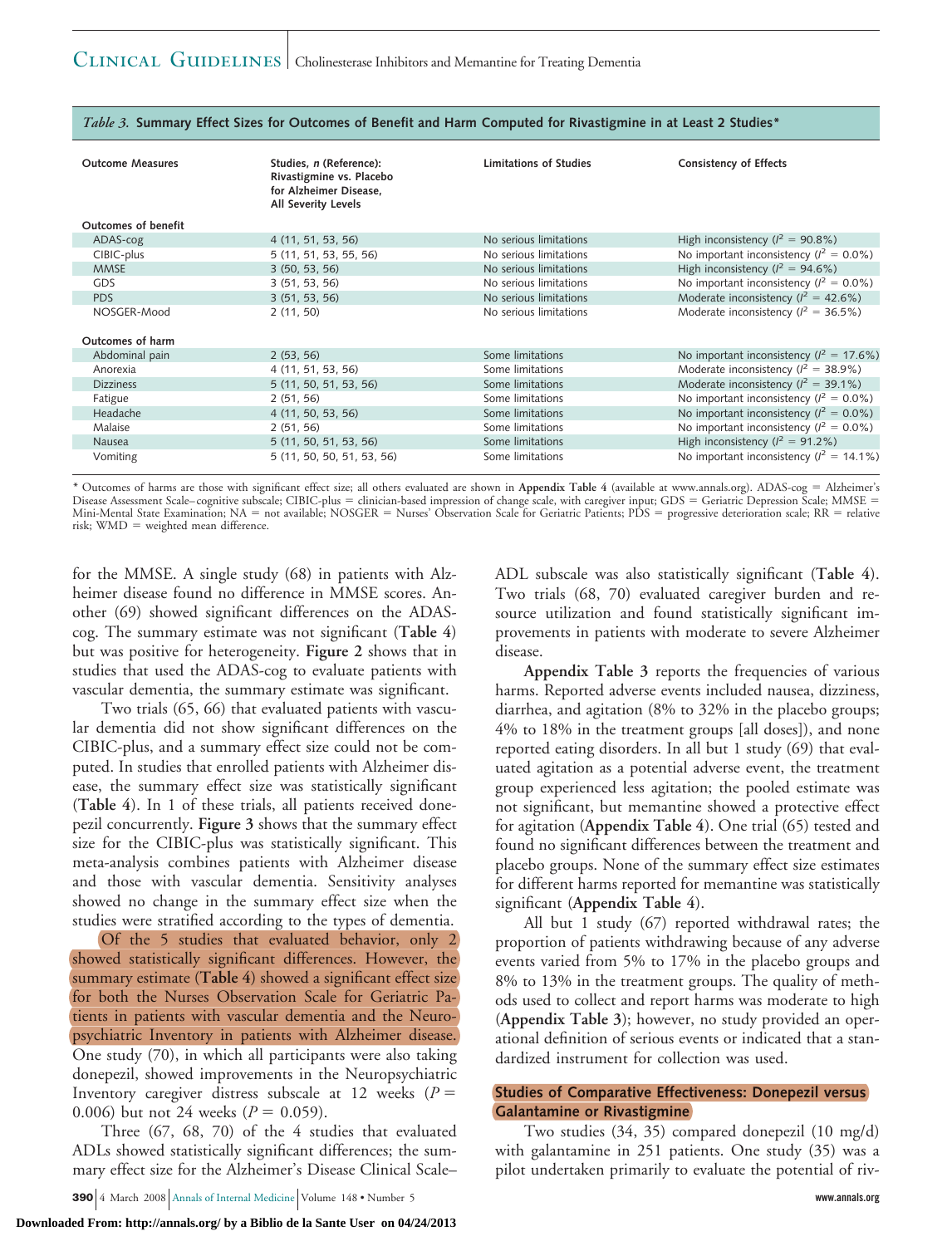*Table 3.* **Summary Effect Sizes for Outcomes of Benefit and Harm Computed for Rivastigmine in at Least 2 Studies***

| Outcome Measures | Studies, *n* (Reference): Rivastigmine vs. Placebo for Alzheimer Disease, All Severity Levels | Limitations of Studies | Consistency of Effects |
|---|---|---|---|
| **Outcomes of benefit** | | | |
| ADAS-cog | 4 (11, 51, 53, 56) | No serious limitations | High inconsistency ($I^2$ = 90.8%) |
| CIBIC-plus | 5 (11, 51, 53, 55, 56) | No serious limitations | No important inconsistency ($I^2$ = 0.0%) |
| MMSE | 3 (50, 53, 56) | No serious limitations | High inconsistency ($I^2$ = 94.6%) |
| GDS | 3 (51, 53, 56) | No serious limitations | No important inconsistency ($I^2$ = 0.0%) |
| PDS | 3 (51, 53, 56) | No serious limitations | Moderate inconsistency ($I^2$ = 42.6%) |
| NOSGER-Mood | 2 (11, 50) | No serious limitations | Moderate inconsistency ($I^2$ = 36.5%) |
| **Outcomes of harm** | | | |
| Abdominal pain | 2 (53, 56) | Some limitations | No important inconsistency ($I^2$ = 17.6%) |
| Anorexia | 4 (11, 51, 53, 56) | Some limitations | Moderate inconsistency ($I^2$ = 38.9%) |
| Dizziness | 5 (11, 50, 51, 53, 56) | Some limitations | Moderate inconsistency ($I^2$ = 39.1%) |
| Fatigue | 2 (51, 56) | Some limitations | No important inconsistency ($I^2$ = 0.0%) |
| Headache | 4 (11, 50, 53, 56) | Some limitations | No important inconsistency ($I^2$ = 0.0%) |
| Malaise | 2 (51, 56) | Some limitations | No important inconsistency ($I^2$ = 0.0%) |
| Nausea | 5 (11, 50, 51, 53, 56) | Some limitations | High inconsistency ($I^2$ = 91.2%) |
| Vomiting | 5 (11, 50, 50, 51, 53, 56) | Some limitations | No important inconsistency ($I^2$ = 14.1%) |

\* Outcomes of harms are those with significant effect size; all others evaluated are shown in **Appendix Table 4** (available at www.annals.org). ADAS-cog = Alzheimer's Disease Assessment Scale–cognitive subscale; CIBIC-plus = clinician-based impression of change scale, with caregiver input; GDS = Geriatric Depression Scale; MMSE = Mini-Mental State Examination; NA = not available; NOSGER = Nurses' Observation Scale for Geriatric Patients; PDS = progressive deterioration scale; RR = relative risk; WMD = weighted mean difference.

for the MMSE. A single study (68) in patients with Alzheimer disease found no difference in MMSE scores. Another (69) showed significant differences on the ADAS-cog. The summary estimate was not significant (**Table 4**) but was positive for heterogeneity. **Figure 2** shows that in studies that used the ADAS-cog to evaluate patients with vascular dementia, the summary estimate was significant.

Two trials (65, 66) that evaluated patients with vascular dementia did not show significant differences on the CIBIC-plus, and a summary effect size could not be computed. In studies that enrolled patients with Alzheimer disease, the summary effect size was statistically significant (**Table 4**). In 1 of these trials, all patients received donepezil concurrently. **Figure 3** shows that the summary effect size for the CIBIC-plus was statistically significant. This meta-analysis combines patients with Alzheimer disease and those with vascular dementia. Sensitivity analyses showed no change in the summary effect size when the studies were stratified according to the types of dementia.

Of the 5 studies that evaluated behavior, only 2 showed statistically significant differences. However, the summary estimate (**Table 4**) showed a significant effect size for both the Nurses Observation Scale for Geriatric Patients in patients with vascular dementia and the Neuropsychiatric Inventory in patients with Alzheimer disease. One study (70), in which all participants were also taking donepezil, showed improvements in the Neuropsychiatric Inventory caregiver distress subscale at 12 weeks ($P$ = 0.006) but not 24 weeks ($P$ = 0.059).

Three (67, 68, 70) of the 4 studies that evaluated ADLs showed statistically significant differences; the summary effect size for the Alzheimer's Disease Clinical Scale–ADL subscale was also statistically significant (**Table 4**). Two trials (68, 70) evaluated caregiver burden and resource utilization and found statistically significant improvements in patients with moderate to severe Alzheimer disease.

**Appendix Table 3** reports the frequencies of various harms. Reported adverse events included nausea, dizziness, diarrhea, and agitation (8% to 32% in the placebo groups; 4% to 18% in the treatment groups [all doses]), and none reported eating disorders. In all but 1 study (69) that evaluated agitation as a potential adverse event, the treatment group experienced less agitation; the pooled estimate was not significant, but memantine showed a protective effect for agitation (**Appendix Table 4**). One trial (65) tested and found no significant differences between the treatment and placebo groups. None of the summary effect size estimates for different harms reported for memantine was statistically significant (**Appendix Table 4**).

All but 1 study (67) reported withdrawal rates; the proportion of patients withdrawing because of any adverse events varied from 5% to 17% in the placebo groups and 8% to 13% in the treatment groups. The quality of methods used to collect and report harms was moderate to high (**Appendix Table 3**); however, no study provided an operational definition of serious events or indicated that a standardized instrument for collection was used.

### Studies of Comparative Effectiveness: Donepezil versus Galantamine or Rivastigmine

Two studies (34, 35) compared donepezil (10 mg/d) with galantamine in 251 patients. One study (35) was a pilot undertaken primarily to evaluate the potential of riv-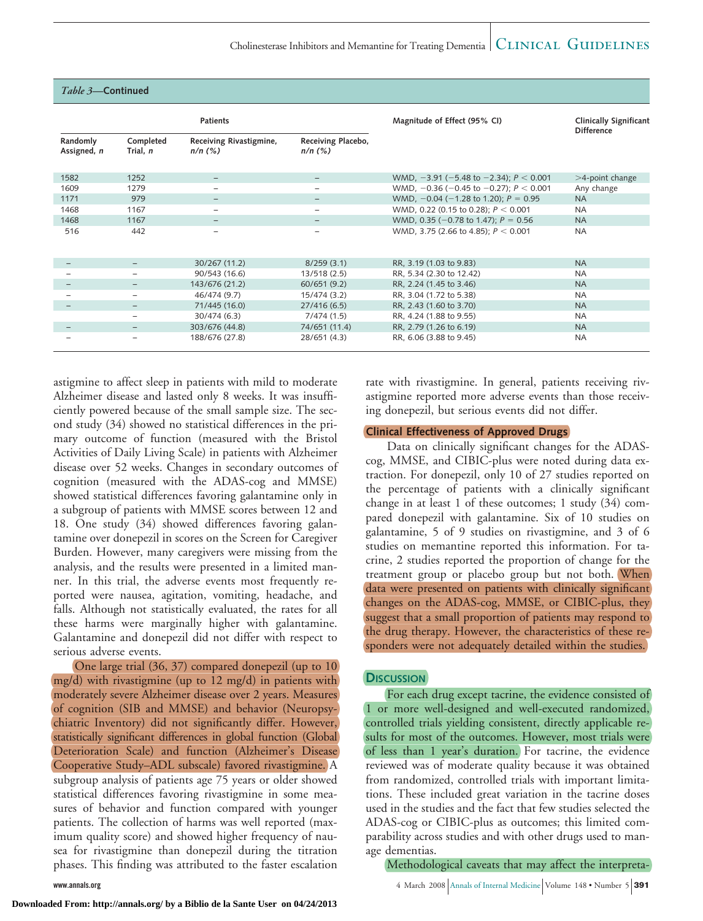*Table 3*—**Continued**

| Patients | | | | Magnitude of Effect (95% CI) | Clinically Significant Difference |
|---|---|---|---|---|---|
| Randomly Assigned, *n* | Completed Trial, *n* | Receiving Rivastigmine, *n/n* (%) | Receiving Placebo, *n/n* (%) | | |
| 1582 | 1252 | – | – | WMD, −3.91 (−5.48 to −2.34); $P < 0.001$ | >4-point change |
| 1609 | 1279 | – | – | WMD, −0.36 (−0.45 to −0.27); $P < 0.001$ | Any change |
| 1171 | 979 | – | – | WMD, −0.04 (−1.28 to 1.20); $P = 0.95$ | NA |
| 1468 | 1167 | – | – | WMD, 0.22 (0.15 to 0.28); $P < 0.001$ | NA |
| 1468 | 1167 | – | – | WMD, 0.35 (−0.78 to 1.47); $P = 0.56$ | NA |
| 516 | 442 | – | – | WMD, 3.75 (2.66 to 4.85); $P < 0.001$ | NA |
| – | – | 30/267 (11.2) | 8/259 (3.1) | RR, 3.19 (1.03 to 9.83) | NA |
| – | – | 90/543 (16.6) | 13/518 (2.5) | RR, 5.34 (2.30 to 12.42) | NA |
| – | – | 143/676 (21.2) | 60/651 (9.2) | RR, 2.24 (1.45 to 3.46) | NA |
| – | – | 46/474 (9.7) | 15/474 (3.2) | RR, 3.04 (1.72 to 5.38) | NA |
| – | – | 71/445 (16.0) | 27/416 (6.5) | RR, 2.43 (1.60 to 3.70) | NA |
| | – | 30/474 (6.3) | 7/474 (1.5) | RR, 4.24 (1.88 to 9.55) | NA |
| – | – | 303/676 (44.8) | 74/651 (11.4) | RR, 2.79 (1.26 to 6.19) | NA |
| – | – | 188/676 (27.8) | 28/651 (4.3) | RR, 6.06 (3.88 to 9.45) | NA |

astigmine to affect sleep in patients with mild to moderate Alzheimer disease and lasted only 8 weeks. It was insufficiently powered because of the small sample size. The second study (34) showed no statistical differences in the primary outcome of function (measured with the Bristol Activities of Daily Living Scale) in patients with Alzheimer disease over 52 weeks. Changes in secondary outcomes of cognition (measured with the ADAS-cog and MMSE) showed statistical differences favoring galantamine only in a subgroup of patients with MMSE scores between 12 and 18. One study (34) showed differences favoring galantamine over donepezil in scores on the Screen for Caregiver Burden. However, many caregivers were missing from the analysis, and the results were presented in a limited manner. In this trial, the adverse events most frequently reported were nausea, agitation, vomiting, headache, and falls. Although not statistically evaluated, the rates for all these harms were marginally higher with galantamine. Galantamine and donepezil did not differ with respect to serious adverse events.

One large trial (36, 37) compared donepezil (up to 10 mg/d) with rivastigmine (up to 12 mg/d) in patients with moderately severe Alzheimer disease over 2 years. Measures of cognition (SIB and MMSE) and behavior (Neuropsychiatric Inventory) did not significantly differ. However, statistically significant differences in global function (Global Deterioration Scale) and function (Alzheimer's Disease Cooperative Study–ADL subscale) favored rivastigmine. A subgroup analysis of patients age 75 years or older showed statistical differences favoring rivastigmine in some measures of behavior and function compared with younger patients. The collection of harms was well reported (maximum quality score) and showed higher frequency of nausea for rivastigmine than donepezil during the titration phases. This finding was attributed to the faster escalation rate with rivastigmine. In general, patients receiving rivastigmine reported more adverse events than those receiving donepezil, but serious events did not differ.

### Clinical Effectiveness of Approved Drugs

Data on clinically significant changes for the ADAS-cog, MMSE, and CIBIC-plus were noted during data extraction. For donepezil, only 10 of 27 studies reported on the percentage of patients with a clinically significant change in at least 1 of these outcomes; 1 study (34) compared donepezil with galantamine. Six of 10 studies on galantamine, 5 of 9 studies on rivastigmine, and 3 of 6 studies on memantine reported this information. For tacrine, 2 studies reported the proportion of change for the treatment group or placebo group but not both. When data were presented on patients with clinically significant changes on the ADAS-cog, MMSE, or CIBIC-plus, they suggest that a small proportion of patients may respond to the drug therapy. However, the characteristics of these responders were not adequately detailed within the studies.

## Discussion

For each drug except tacrine, the evidence consisted of 1 or more well-designed and well-executed randomized, controlled trials yielding consistent, directly applicable results for most of the outcomes. However, most trials were of less than 1 year's duration. For tacrine, the evidence reviewed was of moderate quality because it was obtained from randomized, controlled trials with important limitations. These included great variation in the tacrine doses used in the studies and the fact that few studies selected the ADAS-cog or CIBIC-plus as outcomes; this limited comparability across studies and with other drugs used to manage dementias.

Methodological caveats that may affect the interpreta-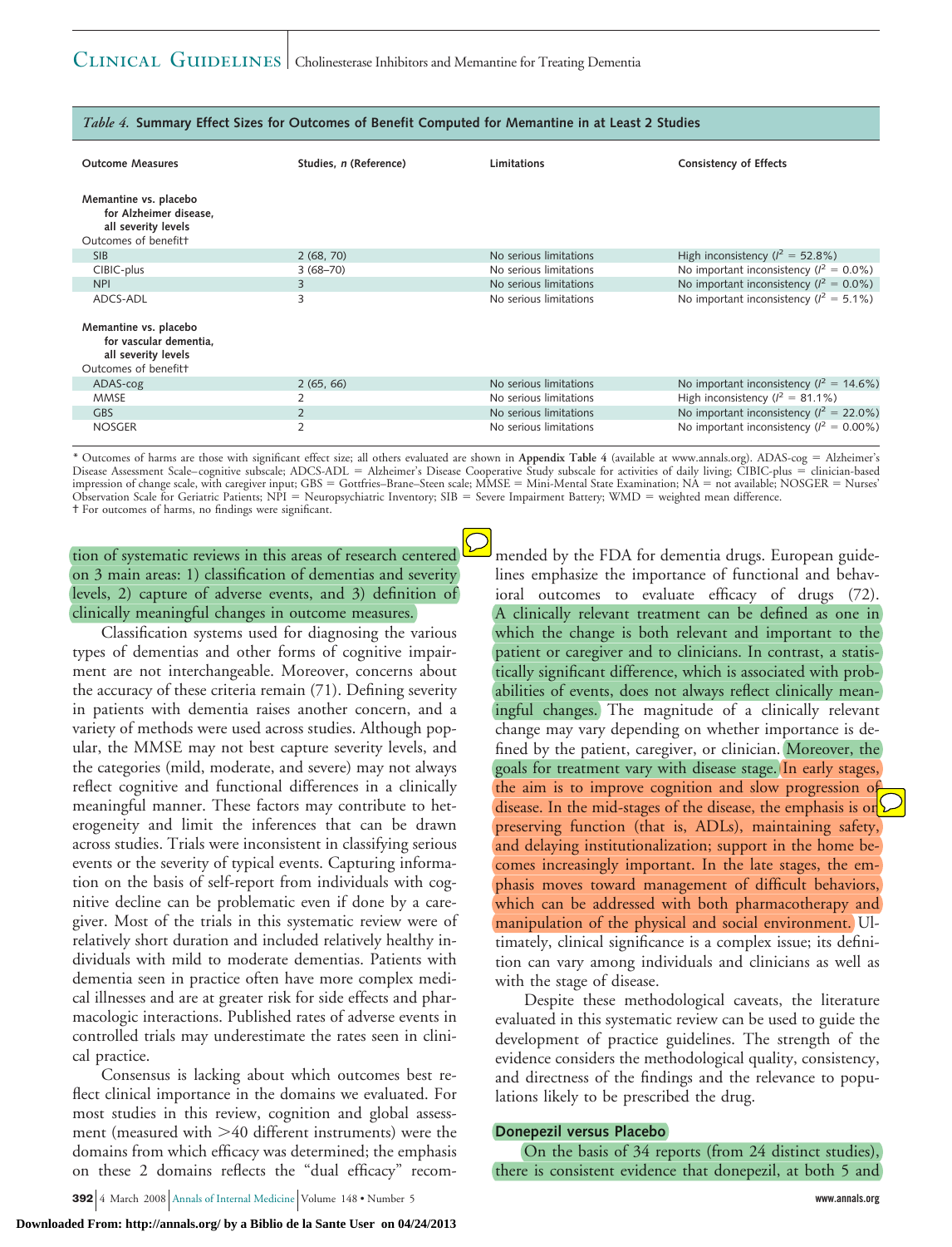*Table 4.* **Summary Effect Sizes for Outcomes of Benefit Computed for Memantine in at Least 2 Studies**

| Outcome Measures | Studies, *n* (Reference) | Limitations | Consistency of Effects |
|---|---|---|---|
| **Memantine vs. placebo for Alzheimer disease, all severity levels** | | | |
| Outcomes of benefit† | | | |
| SIB | 2 (68, 70) | No serious limitations | High inconsistency ($I^2$ = 52.8%) |
| CIBIC-plus | 3 (68–70) | No serious limitations | No important inconsistency ($I^2$ = 0.0%) |
| NPI | 3 | No serious limitations | No important inconsistency ($I^2$ = 0.0%) |
| ADCS-ADL | 3 | No serious limitations | No important inconsistency ($I^2$ = 5.1%) |
| **Memantine vs. placebo for vascular dementia, all severity levels** | | | |
| Outcomes of benefit† | | | |
| ADAS-cog | 2 (65, 66) | No serious limitations | No important inconsistency ($I^2$ = 14.6%) |
| MMSE | 2 | No serious limitations | High inconsistency ($I^2$ = 81.1%) |
| GBS | 2 | No serious limitations | No important inconsistency ($I^2$ = 22.0%) |
| NOSGER | 2 | No serious limitations | No important inconsistency ($I^2$ = 0.00%) |

\* Outcomes of harms are those with significant effect size; all others evaluated are shown in **Appendix Table 4** (available at www.annals.org). ADAS-cog = Alzheimer's Disease Assessment Scale–cognitive subscale; ADCS-ADL = Alzheimer's Disease Cooperative Study subscale for activities of daily living; CIBIC-plus = clinician-based impression of change scale, with caregiver input; GBS = Gottfries–Brane–Steen scale; MMSE = Mini-Mental State Examination; NA = not available; NOSGER = Nurses' Observation Scale for Geriatric Patients; NPI = Neuropsychiatric Inventory; SIB = Severe Impairment Battery; WMD = weighted mean difference.
† For outcomes of harms, no findings were significant.

tion of systematic reviews in this areas of research centered on 3 main areas: 1) classification of dementias and severity levels, 2) capture of adverse events, and 3) definition of clinically meaningful changes in outcome measures.

Classification systems used for diagnosing the various types of dementias and other forms of cognitive impairment are not interchangeable. Moreover, concerns about the accuracy of these criteria remain (71). Defining severity in patients with dementia raises another concern, and a variety of methods were used across studies. Although popular, the MMSE may not best capture severity levels, and the categories (mild, moderate, and severe) may not always reflect cognitive and functional differences in a clinically meaningful manner. These factors may contribute to heterogeneity and limit the inferences that can be drawn across studies. Trials were inconsistent in classifying serious events or the severity of typical events. Capturing information on the basis of self-report from individuals with cognitive decline can be problematic even if done by a caregiver. Most of the trials in this systematic review were of relatively short duration and included relatively healthy individuals with mild to moderate dementias. Patients with dementia seen in practice often have more complex medical illnesses and are at greater risk for side effects and pharmacologic interactions. Published rates of adverse events in controlled trials may underestimate the rates seen in clinical practice.

Consensus is lacking about which outcomes best reflect clinical importance in the domains we evaluated. For most studies in this review, cognition and global assessment (measured with >40 different instruments) were the domains from which efficacy was determined; the emphasis on these 2 domains reflects the "dual efficacy" recommended by the FDA for dementia drugs. European guidelines emphasize the importance of functional and behavioral outcomes to evaluate efficacy of drugs (72). A clinically relevant treatment can be defined as one in which the change is both relevant and important to the patient or caregiver and to clinicians. In contrast, a statistically significant difference, which is associated with probabilities of events, does not always reflect clinically meaningful changes. The magnitude of a clinically relevant change may vary depending on whether importance is defined by the patient, caregiver, or clinician. Moreover, the goals for treatment vary with disease stage. In early stages, the aim is to improve cognition and slow progression of disease. In the mid-stages of the disease, the emphasis is on preserving function (that is, ADLs), maintaining safety, and delaying institutionalization; support in the home becomes increasingly important. In the late stages, the emphasis moves toward management of difficult behaviors, which can be addressed with both pharmacotherapy and manipulation of the physical and social environment. Ultimately, clinical significance is a complex issue; its definition can vary among individuals and clinicians as well as with the stage of disease.

Despite these methodological caveats, the literature evaluated in this systematic review can be used to guide the development of practice guidelines. The strength of the evidence considers the methodological quality, consistency, and directness of the findings and the relevance to populations likely to be prescribed the drug.

### Donepezil versus Placebo

On the basis of 34 reports (from 24 distinct studies), there is consistent evidence that donepezil, at both 5 and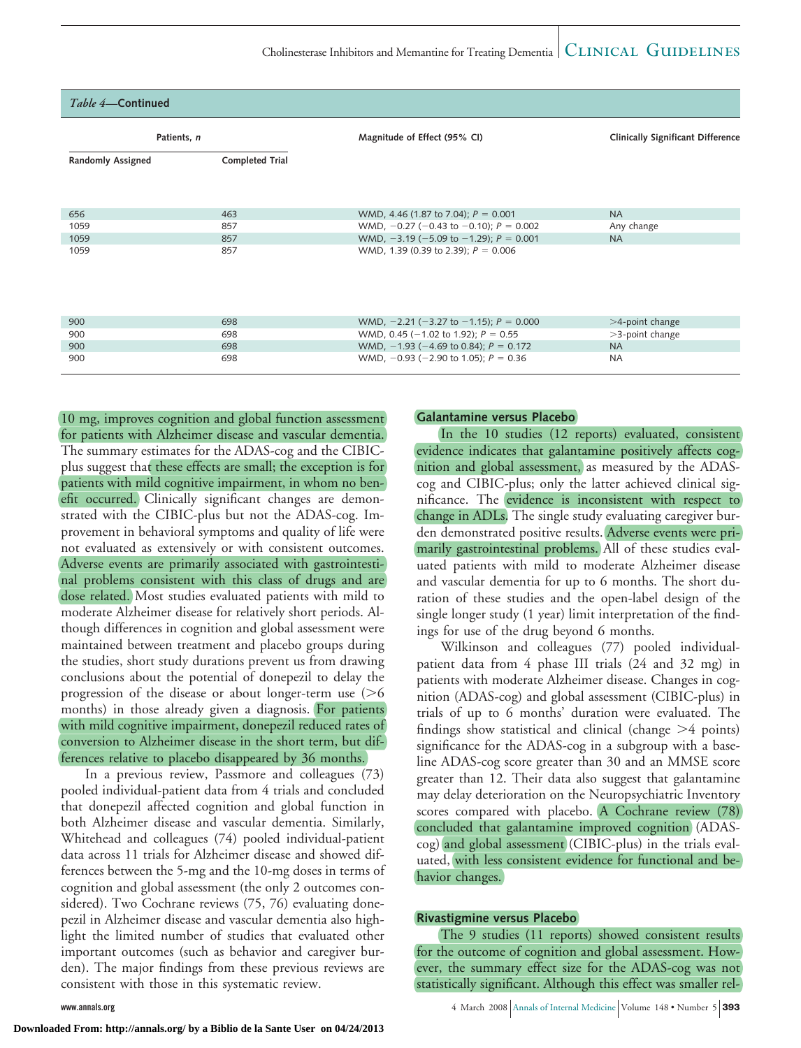*Table 4*—**Continued**

| Patients, *n* | | Magnitude of Effect (95% CI) | Clinically Significant Difference |
|---|---|---|---|
| Randomly Assigned | Completed Trial | | |
| 656 | 463 | WMD, 4.46 (1.87 to 7.04); $P$ = 0.001 | NA |
| 1059 | 857 | WMD, −0.27 (−0.43 to −0.10); $P$ = 0.002 | Any change |
| 1059 | 857 | WMD, −3.19 (−5.09 to −1.29); $P$ = 0.001 | NA |
| 1059 | 857 | WMD, 1.39 (0.39 to 2.39); $P$ = 0.006 | |
| 900 | 698 | WMD, −2.21 (−3.27 to −1.15); $P$ = 0.000 | >4-point change |
| 900 | 698 | WMD, 0.45 (−1.02 to 1.92); $P$ = 0.55 | >3-point change |
| 900 | 698 | WMD, −1.93 (−4.69 to 0.84); $P$ = 0.172 | NA |
| 900 | 698 | WMD, −0.93 (−2.90 to 1.05); $P$ = 0.36 | NA |

10 mg, improves cognition and global function assessment for patients with Alzheimer disease and vascular dementia. The summary estimates for the ADAS-cog and the CIBIC-plus suggest that these effects are small; the exception is for patients with mild cognitive impairment, in whom no benefit occurred. Clinically significant changes are demonstrated with the CIBIC-plus but not the ADAS-cog. Improvement in behavioral symptoms and quality of life were not evaluated as extensively or with consistent outcomes. Adverse events are primarily associated with gastrointestinal problems consistent with this class of drugs and are dose related. Most studies evaluated patients with mild to moderate Alzheimer disease for relatively short periods. Although differences in cognition and global assessment were maintained between treatment and placebo groups during the studies, short study durations prevent us from drawing conclusions about the potential of donepezil to delay the progression of the disease or about longer-term use (>6 months) in those already given a diagnosis. For patients with mild cognitive impairment, donepezil reduced rates of conversion to Alzheimer disease in the short term, but differences relative to placebo disappeared by 36 months.

In a previous review, Passmore and colleagues (73) pooled individual-patient data from 4 trials and concluded that donepezil affected cognition and global function in both Alzheimer disease and vascular dementia. Similarly, Whitehead and colleagues (74) pooled individual-patient data across 11 trials for Alzheimer disease and showed differences between the 5-mg and the 10-mg doses in terms of cognition and global assessment (the only 2 outcomes considered). Two Cochrane reviews (75, 76) evaluating donepezil in Alzheimer disease and vascular dementia also highlight the limited number of studies that evaluated other important outcomes (such as behavior and caregiver burden). The major findings from these previous reviews are consistent with those in this systematic review.

### Galantamine versus Placebo

In the 10 studies (12 reports) evaluated, consistent evidence indicates that galantamine positively affects cognition and global assessment, as measured by the ADAS-cog and CIBIC-plus; only the latter achieved clinical significance. The evidence is inconsistent with respect to change in ADLs. The single study evaluating caregiver burden demonstrated positive results. Adverse events were primarily gastrointestinal problems. All of these studies evaluated patients with mild to moderate Alzheimer disease and vascular dementia for up to 6 months. The short duration of these studies and the open-label design of the single longer study (1 year) limit interpretation of the findings for use of the drug beyond 6 months.

Wilkinson and colleagues (77) pooled individual-patient data from 4 phase III trials (24 and 32 mg) in patients with moderate Alzheimer disease. Changes in cognition (ADAS-cog) and global assessment (CIBIC-plus) in trials of up to 6 months' duration were evaluated. The findings show statistical and clinical (change >4 points) significance for the ADAS-cog in a subgroup with a baseline ADAS-cog score greater than 30 and an MMSE score greater than 12. Their data also suggest that galantamine may delay deterioration on the Neuropsychiatric Inventory scores compared with placebo. A Cochrane review (78) concluded that galantamine improved cognition (ADAS-cog) and global assessment (CIBIC-plus) in the trials evaluated, with less consistent evidence for functional and behavior changes.

### Rivastigmine versus Placebo

The 9 studies (11 reports) showed consistent results for the outcome of cognition and global assessment. However, the summary effect size for the ADAS-cog was not statistically significant. Although this effect was smaller rel-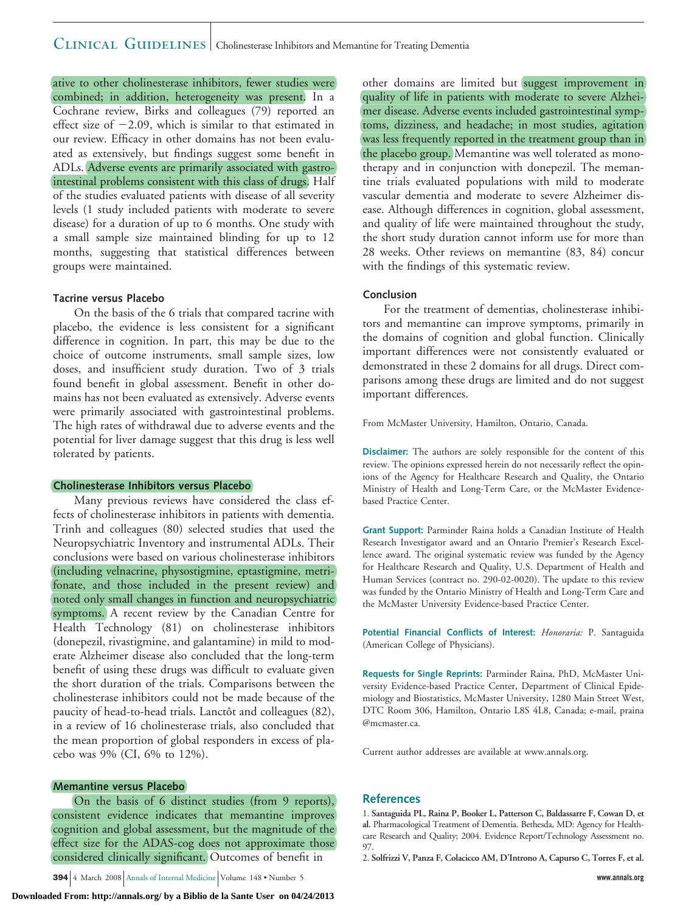ative to other cholinesterase inhibitors, fewer studies were combined; in addition, heterogeneity was present. In a Cochrane review, Birks and colleagues (79) reported an effect size of −2.09, which is similar to that estimated in our review. Efficacy in other domains has not been evaluated as extensively, but findings suggest some benefit in ADLs. Adverse events are primarily associated with gastrointestinal problems consistent with this class of drugs. Half of the studies evaluated patients with disease of all severity levels (1 study included patients with moderate to severe disease) for a duration of up to 6 months. One study with a small sample size maintained blinding for up to 12 months, suggesting that statistical differences between groups were maintained.

### Tacrine versus Placebo

On the basis of the 6 trials that compared tacrine with placebo, the evidence is less consistent for a significant difference in cognition. In part, this may be due to the choice of outcome instruments, small sample sizes, low doses, and insufficient study duration. Two of 3 trials found benefit in global assessment. Benefit in other domains has not been evaluated as extensively. Adverse events were primarily associated with gastrointestinal problems. The high rates of withdrawal due to adverse events and the potential for liver damage suggest that this drug is less well tolerated by patients.

### Cholinesterase Inhibitors versus Placebo

Many previous reviews have considered the class effects of cholinesterase inhibitors in patients with dementia. Trinh and colleagues (80) selected studies that used the Neuropsychiatric Inventory and instrumental ADLs. Their conclusions were based on various cholinesterase inhibitors (including velnacrine, physostigmine, eptastigmine, metrifonate, and those included in the present review) and noted only small changes in function and neuropsychiatric symptoms. A recent review by the Canadian Centre for Health Technology (81) on cholinesterase inhibitors (donepezil, rivastigmine, and galantamine) in mild to moderate Alzheimer disease also concluded that the long-term benefit of using these drugs was difficult to evaluate given the short duration of the trials. Comparisons between the cholinesterase inhibitors could not be made because of the paucity of head-to-head trials. Lanctôt and colleagues (82), in a review of 16 cholinesterase trials, also concluded that the mean proportion of global responders in excess of placebo was 9% (CI, 6% to 12%).

### Memantine versus Placebo

On the basis of 6 distinct studies (from 9 reports), consistent evidence indicates that memantine improves cognition and global assessment, but the magnitude of the effect size for the ADAS-cog does not approximate those considered clinically significant. Outcomes of benefit in other domains are limited but suggest improvement in quality of life in patients with moderate to severe Alzheimer disease. Adverse events included gastrointestinal symptoms, dizziness, and headache; in most studies, agitation was less frequently reported in the treatment group than in the placebo group. Memantine was well tolerated as monotherapy and in conjunction with donepezil. The memantine trials evaluated populations with mild to moderate vascular dementia and moderate to severe Alzheimer disease. Although differences in cognition, global assessment, and quality of life were maintained throughout the study, the short study duration cannot inform use for more than 28 weeks. Other reviews on memantine (83, 84) concur with the findings of this systematic review.

### Conclusion

For the treatment of dementias, cholinesterase inhibitors and memantine can improve symptoms, primarily in the domains of cognition and global function. Clinically important differences were not consistently evaluated or demonstrated in these 2 domains for all drugs. Direct comparisons among these drugs are limited and do not suggest important differences.

From McMaster University, Hamilton, Ontario, Canada.

**Disclaimer:** The authors are solely responsible for the content of this review. The opinions expressed herein do not necessarily reflect the opinions of the Agency for Healthcare Research and Quality, the Ontario Ministry of Health and Long-Term Care, or the McMaster Evidence-based Practice Center.

**Grant Support:** Parminder Raina holds a Canadian Institute of Health Research Investigator award and an Ontario Premier's Research Excellence award. The original systematic review was funded by the Agency for Healthcare Research and Quality, U.S. Department of Health and Human Services (contract no. 290-02-0020). The update to this review was funded by the Ontario Ministry of Health and Long-Term Care and the McMaster University Evidence-based Practice Center.

**Potential Financial Conflicts of Interest:** *Honoraria:* P. Santaguida (American College of Physicians).

**Requests for Single Reprints:** Parminder Raina, PhD, McMaster University Evidence-based Practice Center, Department of Clinical Epidemiology and Biostatistics, McMaster University, 1280 Main Street West, DTC Room 306, Hamilton, Ontario L8S 4L8, Canada; e-mail, praina@mcmaster.ca.

Current author addresses are available at www.annals.org.

## References

1. **Santaguida PL, Raina P, Booker L, Patterson C, Baldassarre F, Cowan D, et al.** Pharmacological Treatment of Dementia. Bethesda, MD: Agency for Healthcare Research and Quality; 2004. Evidence Report/Technology Assessment no. 97.
2. **Solfrizzi V, Panza F, Colacicco AM, D'Introno A, Capurso C, Torres F, et al.**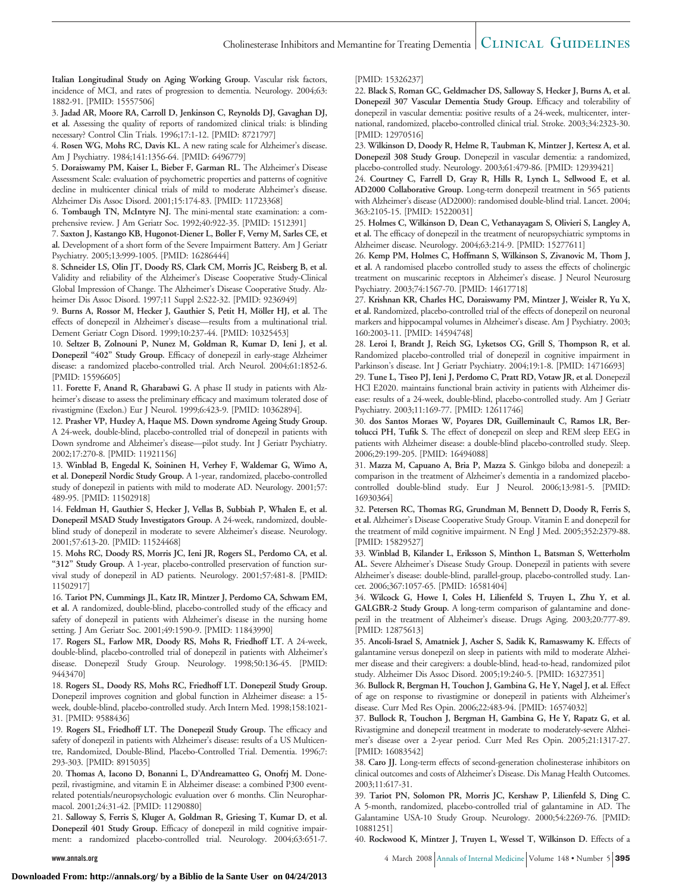Italian Longitudinal Study on Aging Working Group. Vascular risk factors, incidence of MCI, and rates of progression to dementia. Neurology. 2004;63:1882-91. [PMID: 15557506]

3. **Jadad AR, Moore RA, Carroll D, Jenkinson C, Reynolds DJ, Gavaghan DJ, et al.** Assessing the quality of reports of randomized clinical trials: is blinding necessary? Control Clin Trials. 1996;17:1-12. [PMID: 8721797]

4. **Rosen WG, Mohs RC, Davis KL.** A new rating scale for Alzheimer's disease. Am J Psychiatry. 1984;141:1356-64. [PMID: 6496779]

5. **Doraiswamy PM, Kaiser L, Bieber F, Garman RL.** The Alzheimer's Disease Assessment Scale: evaluation of psychometric properties and patterns of cognitive decline in multicenter clinical trials of mild to moderate Alzheimer's disease. Alzheimer Dis Assoc Disord. 2001;15:174-83. [PMID: 11723368]

6. **Tombaugh TN, McIntyre NJ.** The mini-mental state examination: a comprehensive review. J Am Geriatr Soc. 1992;40:922-35. [PMID: 1512391]

7. **Saxton J, Kastango KB, Hugonot-Diener L, Boller F, Verny M, Sarles CE, et al.** Development of a short form of the Severe Impairment Battery. Am J Geriatr Psychiatry. 2005;13:999-1005. [PMID: 16286444]

8. **Schneider LS, Olin JT, Doody RS, Clark CM, Morris JC, Reisberg B, et al.** Validity and reliability of the Alzheimer's Disease Cooperative Study-Clinical Global Impression of Change. The Alzheimer's Disease Cooperative Study. Alzheimer Dis Assoc Disord. 1997;11 Suppl 2:S22-32. [PMID: 9236949]

9. **Burns A, Rossor M, Hecker J, Gauthier S, Petit H, Möller HJ, et al.** The effects of donepezil in Alzheimer's disease—results from a multinational trial. Dement Geriatr Cogn Disord. 1999;10:237-44. [PMID: 10325453]

10. **Seltzer B, Zolnouni P, Nunez M, Goldman R, Kumar D, Ieni J, et al. Donepezil "402" Study Group.** Efficacy of donepezil in early-stage Alzheimer disease: a randomized placebo-controlled trial. Arch Neurol. 2004;61:1852-6. [PMID: 15596605]

11. **Forette F, Anand R, Gharabawi G.** A phase II study in patients with Alzheimer's disease to assess the preliminary efficacy and maximum tolerated dose of rivastigmine (Exelon.) Eur J Neurol. 1999;6:423-9. [PMID: 10362894].

12. **Prasher VP, Huxley A, Haque MS. Down syndrome Ageing Study Group.** A 24-week, double-blind, placebo-controlled trial of donepezil in patients with Down syndrome and Alzheimer's disease—pilot study. Int J Geriatr Psychiatry. 2002;17:270-8. [PMID: 11921156]

13. **Winblad B, Engedal K, Soininen H, Verhey F, Waldemar G, Wimo A, et al. Donepezil Nordic Study Group.** A 1-year, randomized, placebo-controlled study of donepezil in patients with mild to moderate AD. Neurology. 2001;57:489-95. [PMID: 11502918]

14. **Feldman H, Gauthier S, Hecker J, Vellas B, Subbiah P, Whalen E, et al. Donepezil MSAD Study Investigators Group.** A 24-week, randomized, double-blind study of donepezil in moderate to severe Alzheimer's disease. Neurology. 2001;57:613-20. [PMID: 11524468]

15. **Mohs RC, Doody RS, Morris JC, Ieni JR, Rogers SL, Perdomo CA, et al. "312" Study Group.** A 1-year, placebo-controlled preservation of function survival study of donepezil in AD patients. Neurology. 2001;57:481-8. [PMID: 11502917]

16. **Tariot PN, Cummings JL, Katz IR, Mintzer J, Perdomo CA, Schwam EM, et al.** A randomized, double-blind, placebo-controlled study of the efficacy and safety of donepezil in patients with Alzheimer's disease in the nursing home setting. J Am Geriatr Soc. 2001;49:1590-9. [PMID: 11843990]

17. **Rogers SL, Farlow MR, Doody RS, Mohs R, Friedhoff LT.** A 24-week, double-blind, placebo-controlled trial of donepezil in patients with Alzheimer's disease. Donepezil Study Group. Neurology. 1998;50:136-45. [PMID: 9443470]

18. **Rogers SL, Doody RS, Mohs RC, Friedhoff LT. Donepezil Study Group.** Donepezil improves cognition and global function in Alzheimer disease: a 15-week, double-blind, placebo-controlled study. Arch Intern Med. 1998;158:1021-31. [PMID: 9588436]

19. **Rogers SL, Friedhoff LT. The Donepezil Study Group.** The efficacy and safety of donepezil in patients with Alzheimer's disease: results of a US Multicentre, Randomized, Double-Blind, Placebo-Controlled Trial. Dementia. 1996;7:293-303. [PMID: 8915035]

20. **Thomas A, Iacono D, Bonanni L, D'Andreamatteo G, Onofrj M.** Donepezil, rivastigmine, and vitamin E in Alzheimer disease: a combined P300 event-related potentials/neuropsychologic evaluation over 6 months. Clin Neuropharmacol. 2001;24:31-42. [PMID: 11290880]

21. **Salloway S, Ferris S, Kluger A, Goldman R, Griesing T, Kumar D, et al. Donepezil 401 Study Group.** Efficacy of donepezil in mild cognitive impairment: a randomized placebo-controlled trial. Neurology. 2004;63:651-7. [PMID: 15326237]

22. **Black S, Roman GC, Geldmacher DS, Salloway S, Hecker J, Burns A, et al. Donepezil 307 Vascular Dementia Study Group.** Efficacy and tolerability of donepezil in vascular dementia: positive results of a 24-week, multicenter, international, randomized, placebo-controlled clinical trial. Stroke. 2003;34:2323-30. [PMID: 12970516]

23. **Wilkinson D, Doody R, Helme R, Taubman K, Mintzer J, Kertesz A, et al. Donepezil 308 Study Group.** Donepezil in vascular dementia: a randomized, placebo-controlled study. Neurology. 2003;61:479-86. [PMID: 12939421]

24. **Courtney C, Farrell D, Gray R, Hills R, Lynch L, Sellwood E, et al. AD2000 Collaborative Group.** Long-term donepezil treatment in 565 patients with Alzheimer's disease (AD2000): randomised double-blind trial. Lancet. 2004;363:2105-15. [PMID: 15220031]

25. **Holmes C, Wilkinson D, Dean C, Vethanayagam S, Olivieri S, Langley A, et al.** The efficacy of donepezil in the treatment of neuropsychiatric symptoms in Alzheimer disease. Neurology. 2004;63:214-9. [PMID: 15277611]

26. **Kemp PM, Holmes C, Hoffmann S, Wilkinson S, Zivanovic M, Thom J, et al.** A randomised placebo controlled study to assess the effects of cholinergic treatment on muscarinic receptors in Alzheimer's disease. J Neurol Neurosurg Psychiatry. 2003;74:1567-70. [PMID: 14617718]

27. **Krishnan KR, Charles HC, Doraiswamy PM, Mintzer J, Weisler R, Yu X, et al.** Randomized, placebo-controlled trial of the effects of donepezil on neuronal markers and hippocampal volumes in Alzheimer's disease. Am J Psychiatry. 2003;160:2003-11. [PMID: 14594748]

28. **Leroi I, Brandt J, Reich SG, Lyketsos CG, Grill S, Thompson R, et al.** Randomized placebo-controlled trial of donepezil in cognitive impairment in Parkinson's disease. Int J Geriatr Psychiatry. 2004;19:1-8. [PMID: 14716693]

29. **Tune L, Tiseo PJ, Ieni J, Perdomo C, Pratt RD, Votaw JR, et al.** Donepezil HCl E2020. maintains functional brain activity in patients with Alzheimer disease: results of a 24-week, double-blind, placebo-controlled study. Am J Geriatr Psychiatry. 2003;11:169-77. [PMID: 12611746]

30. **dos Santos Moraes W, Poyares DR, Guilleminault C, Ramos LR, Bertolucci PH, Tufik S.** The effect of donepezil on sleep and REM sleep EEG in patients with Alzheimer disease: a double-blind placebo-controlled study. Sleep. 2006;29:199-205. [PMID: 16494088]

31. **Mazza M, Capuano A, Bria P, Mazza S.** Ginkgo biloba and donepezil: a comparison in the treatment of Alzheimer's dementia in a randomized placebo-controlled double-blind study. Eur J Neurol. 2006;13:981-5. [PMID: 16930364]

32. **Petersen RC, Thomas RG, Grundman M, Bennett D, Doody R, Ferris S, et al.** Alzheimer's Disease Cooperative Study Group. Vitamin E and donepezil for the treatment of mild cognitive impairment. N Engl J Med. 2005;352:2379-88. [PMID: 15829527]

33. **Winblad B, Kilander L, Eriksson S, Minthon L, Batsman S, Wetterholm AL.** Severe Alzheimer's Disease Study Group. Donepezil in patients with severe Alzheimer's disease: double-blind, parallel-group, placebo-controlled study. Lancet. 2006;367:1057-65. [PMID: 16581404]

34. **Wilcock G, Howe I, Coles H, Lilienfeld S, Truyen L, Zhu Y, et al. GALGBR-2 Study Group.** A long-term comparison of galantamine and donepezil in the treatment of Alzheimer's disease. Drugs Aging. 2003;20:777-89. [PMID: 12875613]

35. **Ancoli-Israel S, Amatniek J, Ascher S, Sadik K, Ramaswamy K.** Effects of galantamine versus donepezil on sleep in patients with mild to moderate Alzheimer disease and their caregivers: a double-blind, head-to-head, randomized pilot study. Alzheimer Dis Assoc Disord. 2005;19:240-5. [PMID: 16327351]

36. **Bullock R, Bergman H, Touchon J, Gambina G, He Y, Nagel J, et al.** Effect of age on response to rivastigmine or donepezil in patients with Alzheimer's disease. Curr Med Res Opin. 2006;22:483-94. [PMID: 16574032]

37. **Bullock R, Touchon J, Bergman H, Gambina G, He Y, Rapatz G, et al.** Rivastigmine and donepezil treatment in moderate to moderately-severe Alzheimer's disease over a 2-year period. Curr Med Res Opin. 2005;21:1317-27. [PMID: 16083542]

38. **Caro JJ.** Long-term effects of second-generation cholinesterase inhibitors on clinical outcomes and costs of Alzheimer's Disease. Dis Manag Health Outcomes. 2003;11:617-31.

39. **Tariot PN, Solomon PR, Morris JC, Kershaw P, Lilienfeld S, Ding C.** A 5-month, randomized, placebo-controlled trial of galantamine in AD. The Galantamine USA-10 Study Group. Neurology. 2000;54:2269-76. [PMID: 10881251]

40. **Rockwood K, Mintzer J, Truyen L, Wessel T, Wilkinson D.** Effects of a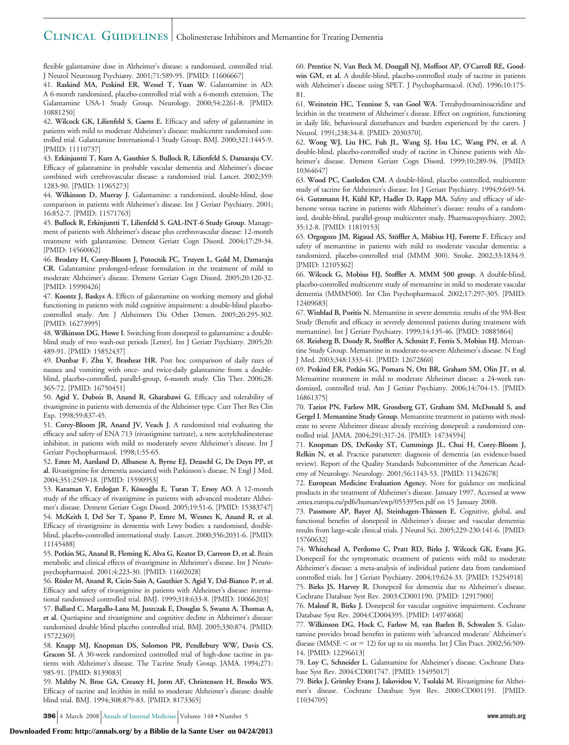flexible galantamine dose in Alzheimer's disease: a randomised, controlled trial. J Neurol Neurosurg Psychiatry. 2001;71:589-95. [PMID: 11606667]

41. **Raskind MA, Peskind ER, Wessel T, Yuan W.** Galantamine in AD: A 6-month randomized, placebo-controlled trial with a 6-month extension. The Galantamine USA-1 Study Group. Neurology. 2000;54:2261-8. [PMID: 10881250]

42. **Wilcock GK, Lilienfeld S, Gaens E.** Efficacy and safety of galantamine in patients with mild to moderate Alzheimer's disease: multicentre randomised controlled trial. Galantamine International-1 Study Group. BMJ. 2000;321:1445-9. [PMID: 11110737]

43. **Erkinjuntti T, Kurz A, Gauthier S, Bullock R, Lilienfeld S, Damaraju CV.** Efficacy of galantamine in probable vascular dementia and Alzheimer's disease combined with cerebrovascular disease: a randomised trial. Lancet. 2002;359: 1283-90. [PMID: 11965273]

44. **Wilkinson D, Murray J.** Galantamine: a randomized, double-blind, dose comparison in patients with Alzheimer's disease. Int J Geriatr Psychiatry. 2001; 16:852-7. [PMID: 11571763]

45. **Bullock R, Erkinjuntti T, Lilienfeld S. GAL-INT-6 Study Group.** Management of patients with Alzheimer's disease plus cerebrovascular disease: 12-month treatment with galantamine. Dement Geriatr Cogn Disord. 2004;17:29-34. [PMID: 14560062]

46. **Brodaty H, Corey-Bloom J, Potocnik FC, Truyen L, Gold M, Damaraju CR.** Galantamine prolonged-release formulation in the treatment of mild to moderate Alzheimer's disease. Dement Geriatr Cogn Disord. 2005;20:120-32. [PMID: 15990426]

47. **Koontz J, Baskys A.** Effects of galantamine on working memory and global functioning in patients with mild cognitive impairment: a double-blind placebo-controlled study. Am J Alzheimers Dis Other Demen. 2005;20:295-302. [PMID: 16273995]

48. **Wilkinson DG, Howe I.** Switching from donepezil to galantamine: a double-blind study of two wash-out periods [Letter]. Int J Geriatr Psychiatry. 2005;20: 489-91. [PMID: 15852437]

49. **Dunbar F, Zhu Y, Brashear HR.** Post hoc comparison of daily rates of nausea and vomiting with once- and twice-daily galantamine from a double-blind, placebo-controlled, parallel-group, 6-month study. Clin Ther. 2006;28: 365-72. [PMID: 16750451]

50. **Agid Y, Dubois B, Anand R, Gharabawi G.** Efficacy and tolerability of rivastigmine in patients with dementia of the Alzheimer type. Curr Ther Res Clin Exp. 1998;59:837-45.

51. **Corey-Bloom JR, Anand JV, Veach J.** A randomized trial evaluating the efficacy and safety of ENA 713 (rivastigmine tartrate), a new acetylcholinesterase inhibitor, in patients with mild to moderately severe Alzheimer's disease. Int J Geriatr Psychopharmacol. 1998;1:55-65.

52. **Emre M, Aarsland D, Albanese A, Byrne EJ, Deuschl G, De Deyn PP, et al.** Rivastigmine for dementia associated with Parkinson's disease. N Engl J Med. 2004;351:2509-18. [PMID: 15590953]

53. **Karaman Y, Erdoğan F, Köseoğlu E, Turan T, Ersoy AO.** A 12-month study of the efficacy of rivastigmine in patients with advanced moderate Alzheimer's disease. Dement Geriatr Cogn Disord. 2005;19:51-6. [PMID: 15383747]

54. **McKeith I, Del Ser T, Spano P, Emre M, Wesnes K, Anand R, et al.** Efficacy of rivastigmine in dementia with Lewy bodies: a randomised, double-blind, placebo-controlled international study. Lancet. 2000;356:2031-6. [PMID: 11145488]

55. **Potkin SG, Anand R, Fleming K, Alva G, Keator D, Carreon D, et al.** Brain metabolic and clinical effects of rivastigmine in Alzheimer's disease. Int J Neuropsychopharmacol. 2001;4:223-30. [PMID: 11602028]

56. **Rösler M, Anand R, Cicin-Sain A, Gauthier S, Agid Y, Dal-Bianco P, et al.** Efficacy and safety of rivastigmine in patients with Alzheimer's disease: international randomised controlled trial. BMJ. 1999;318:633-8. [PMID: 10066203]

57. **Ballard C, Margallo-Lana M, Juszczak E, Douglas S, Swann A, Thomas A, et al.** Quetiapine and rivastigmine and cognitive decline in Alzheimer's disease: randomised double blind placebo controlled trial. BMJ. 2005;330:874. [PMID: 15722369]

58. **Knapp MJ, Knopman DS, Solomon PR, Pendlebury WW, Davis CS, Gracon SI.** A 30-week randomized controlled trial of high-dose tacrine in patients with Alzheimer's disease. The Tacrine Study Group. JAMA. 1994;271: 985-91. [PMID: 8139083]

59. **Maltby N, Broe GA, Creasey H, Jorm AF, Christensen H, Brooks WS.** Efficacy of tacrine and lecithin in mild to moderate Alzheimer's disease: double blind trial. BMJ. 1994;308:879-83. [PMID: 8173365]

60. **Prentice N, Van Beck M, Dougall NJ, Moffoot AP, O'Carroll RE, Goodwin GM, et al.** A double-blind, placebo-controlled study of tacrine in patients with Alzheimer's disease using SPET. J Psychopharmacol. (Oxf). 1996;10:175-81.

61. **Weinstein HC, Teunisse S, van Gool WA.** Tetrahydroaminoacridine and lecithin in the treatment of Alzheimer's disease. Effect on cognition, functioning in daily life, behavioural disturbances and burden experienced by the carers. J Neurol. 1991;238:34-8. [PMID: 2030370].

62. **Wong WJ, Liu HC, Fuh JL, Wang SJ, Hsu LC, Wang PN, et al.** A double-blind, placebo-controlled study of tacrine in Chinese patients with Alzheimer's disease. Dement Geriatr Cogn Disord. 1999;10:289-94. [PMID: 10364647]

63. **Wood PC, Castleden CM.** A double-blind, placebo controlled, multicentre study of tacrine for Alzheimer's disease. Int J Geriatr Psychiatry. 1994;9:649-54.

64. **Gutzmann H, Kühl KP, Hadler D, Rapp MA.** Safety and efficacy of idebenone versus tacrine in patients with Alzheimer's disease: results of a randomized, double-blind, parallel-group multicenter study. Pharmacopsychiatry. 2002; 35:12-8. [PMID: 11819153]

65. **Orgogozo JM, Rigaud AS, Stöffler A, Möbius HJ, Forette F.** Efficacy and safety of memantine in patients with mild to moderate vascular dementia: a randomized, placebo-controlled trial (MMM 300). Stroke. 2002;33:1834-9. [PMID: 12105362]

66. **Wilcock G, Mobius HJ, Stoffler A. MMM 500 group.** A double-blind, placebo-controlled multicentre study of memantine in mild to moderate vascular dementia (MMM500). Int Clin Psychopharmacol. 2002;17:297-305. [PMID: 12409683]

67. **Winblad B, Poritis N.** Memantine in severe dementia: results of the 9M-Best Study (Benefit and efficacy in severely demented patients during treatment with memantine). Int J Geriatr Psychiatry. 1999;14:135-46. [PMID: 10885864]

68. **Reisberg B, Doody R, Stoffler A, Schmitt F, Ferris S, Mobius HJ.** Memantine Study Group. Memantine in moderate-to-severe Alzheimer's disease. N Engl J Med. 2003;348:1333-41. [PMID: 12672860]

69. **Peskind ER, Potkin SG, Pomara N, Ott BR, Graham SM, Olin JT, et al.** Memantine treatment in mild to moderate Alzheimer disease: a 24-week randomized, controlled trial. Am J Geriatr Psychiatry. 2006;14:704-15. [PMID: 16861375]

70. **Tariot PN, Farlow MR, Grossberg GT, Graham SM, McDonald S, and Gergel I. Memantine Study Group.** Memantine treatment in patients with moderate to severe Alzheimer disease already receiving donepezil: a randomized controlled trial. JAMA. 2004;291:317-24. [PMID: 14734594]

71. **Knopman DS, DeKosky ST, Cummings JL, Chui H, Corey-Bloom J, Relkin N, et al.** Practice parameter: diagnosis of dementia (an evidence-based review). Report of the Quality Standards Subcommittee of the American Academy of Neurology. Neurology. 2001;56:1143-53. [PMID: 11342678]

72. **European Medicine Evaluation Agency.** Note for guidance on medicinal products in the treatment of Alzheimer's disease. January 1997. Accessed at www.emea.europa.eu/pdfs/human/ewp/055395en.pdf on 15 January 2008.

73. **Passmore AP, Bayer AJ, Steinhagen-Thiessen E.** Cognitive, global, and functional benefits of donepezil in Alzheimer's disease and vascular dementia: results from large-scale clinical trials. J Neurol Sci. 2005;229-230:141-6. [PMID: 15760632]

74. **Whitehead A, Perdomo C, Pratt RD, Birks J, Wilcock GK, Evans JG.** Donepezil for the symptomatic treatment of patients with mild to moderate Alzheimer's disease: a meta-analysis of individual patient data from randomised controlled trials. Int J Geriatr Psychiatry. 2004;19:624-33. [PMID: 15254918]

75. **Birks JS, Harvey R.** Donepezil for dementia due to Alzheimer's disease. Cochrane Database Syst Rev. 2003:CD001190. [PMID: 12917900]

76. **Malouf R, Birks J.** Donepezil for vascular cognitive impairment. Cochrane Database Syst Rev. 2004:CD004395. [PMID: 14974068]

77. **Wilkinson DG, Hock C, Farlow M, van Baelen B, Schwalen S.** Galantamine provides broad benefits in patients with 'advanced moderate' Alzheimer's disease (MMSE < or = 12) for up to six months. Int J Clin Pract. 2002;56:509-14. [PMID: 12296613]

78. **Loy C, Schneider L.** Galantamine for Alzheimer's disease. Cochrane Database Syst Rev. 2004:CD001747. [PMID: 15495017]

79. **Birks J, Grimley Evans J, Iakovidou V, Tsolaki M.** Rivastigmine for Alzheimer's disease. Cochrane Database Syst Rev. 2000:CD001191. [PMID: 11034705]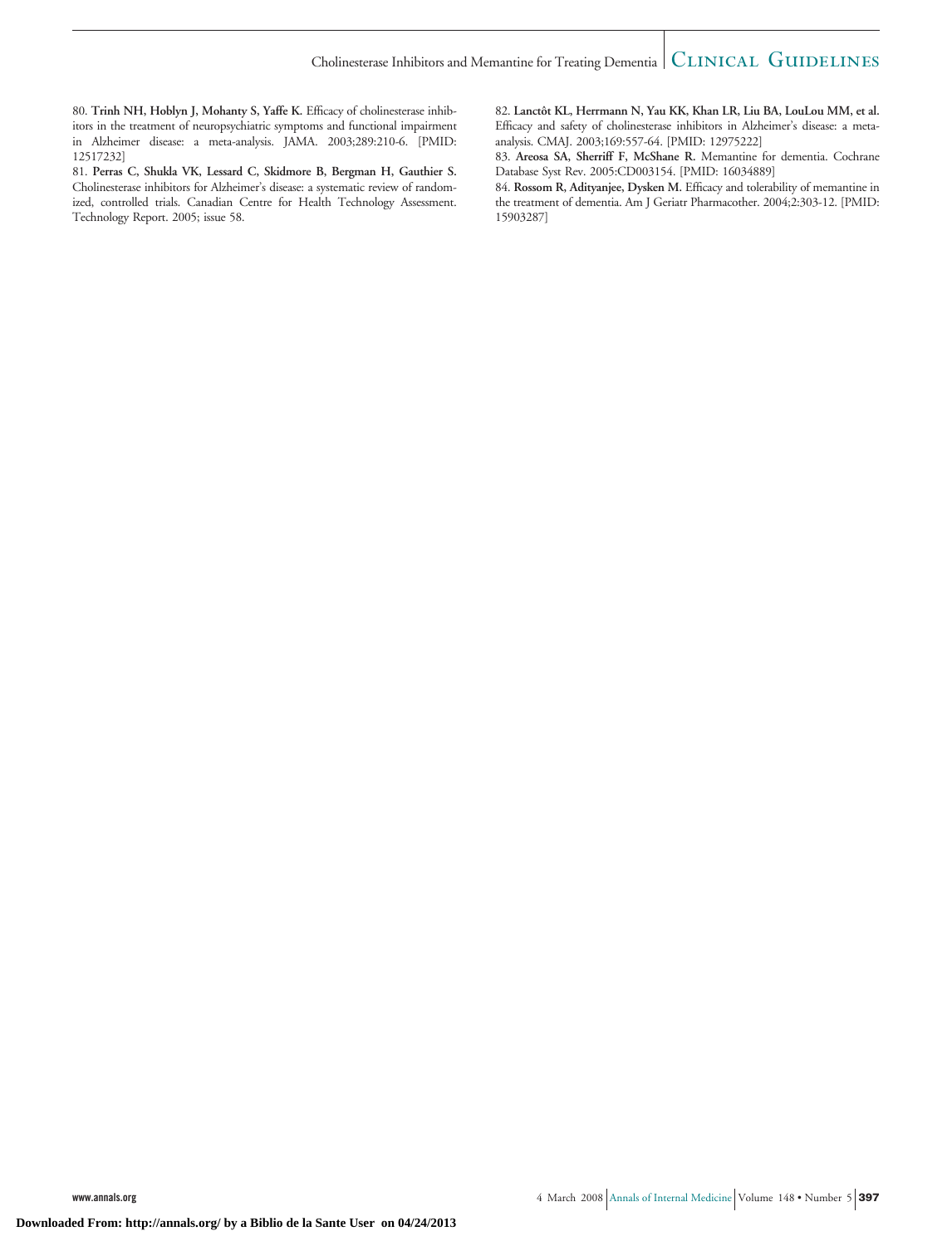80. **Trinh NH, Hoblyn J, Mohanty S, Yaffe K.** Efficacy of cholinesterase inhibitors in the treatment of neuropsychiatric symptoms and functional impairment in Alzheimer disease: a meta-analysis. JAMA. 2003;289:210-6. [PMID: 12517232]

81. **Perras C, Shukla VK, Lessard C, Skidmore B, Bergman H, Gauthier S.** Cholinesterase inhibitors for Alzheimer's disease: a systematic review of randomized, controlled trials. Canadian Centre for Health Technology Assessment. Technology Report. 2005; issue 58.

82. **Lanctôt KL, Herrmann N, Yau KK, Khan LR, Liu BA, LouLou MM, et al.** Efficacy and safety of cholinesterase inhibitors in Alzheimer's disease: a meta-analysis. CMAJ. 2003;169:557-64. [PMID: 12975222]

83. **Areosa SA, Sherriff F, McShane R.** Memantine for dementia. Cochrane Database Syst Rev. 2005:CD003154. [PMID: 16034889]

84. **Rossom R, Adityanjee, Dysken M.** Efficacy and tolerability of memantine in the treatment of dementia. Am J Geriatr Pharmacother. 2004;2:303-12. [PMID: 15903287]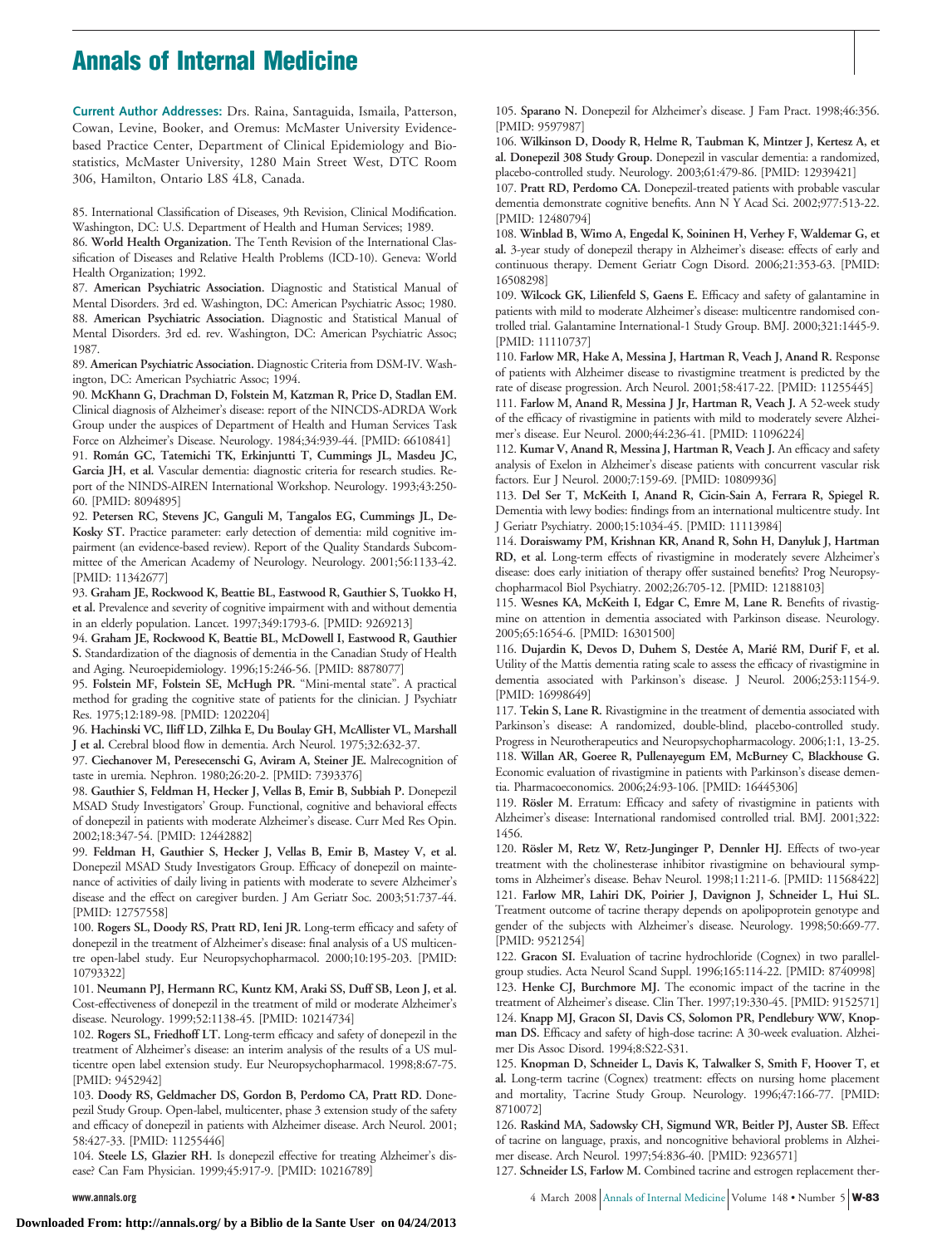**Current Author Addresses:** Drs. Raina, Santaguida, Ismaila, Patterson, Cowan, Levine, Booker, and Oremus: McMaster University Evidence-based Practice Center, Department of Clinical Epidemiology and Biostatistics, McMaster University, 1280 Main Street West, DTC Room 306, Hamilton, Ontario L8S 4L8, Canada.

85. International Classification of Diseases, 9th Revision, Clinical Modification. Washington, DC: U.S. Department of Health and Human Services; 1989.

86. **World Health Organization.** The Tenth Revision of the International Classification of Diseases and Relative Health Problems (ICD-10). Geneva: World Health Organization; 1992.

87. **American Psychiatric Association.** Diagnostic and Statistical Manual of Mental Disorders. 3rd ed. Washington, DC: American Psychiatric Assoc; 1980.

88. **American Psychiatric Association.** Diagnostic and Statistical Manual of Mental Disorders. 3rd ed. rev. Washington, DC: American Psychiatric Assoc; 1987.

89. **American Psychiatric Association.** Diagnostic Criteria from DSM-IV. Washington, DC: American Psychiatric Assoc; 1994.

90. **McKhann G, Drachman D, Folstein M, Katzman R, Price D, Stadlan EM.** Clinical diagnosis of Alzheimer's disease: report of the NINCDS-ADRDA Work Group under the auspices of Department of Health and Human Services Task Force on Alzheimer's Disease. Neurology. 1984;34:939-44. [PMID: 6610841]

91. **Román GC, Tatemichi TK, Erkinjuntti T, Cummings JL, Masdeu JC, Garcia JH, et al.** Vascular dementia: diagnostic criteria for research studies. Report of the NINDS-AIREN International Workshop. Neurology. 1993;43:250-60. [PMID: 8094895]

92. **Petersen RC, Stevens JC, Ganguli M, Tangalos EG, Cummings JL, DeKosky ST.** Practice parameter: early detection of dementia: mild cognitive impairment (an evidence-based review). Report of the Quality Standards Subcommittee of the American Academy of Neurology. Neurology. 2001;56:1133-42. [PMID: 11342677]

93. **Graham JE, Rockwood K, Beattie BL, Eastwood R, Gauthier S, Tuokko H, et al.** Prevalence and severity of cognitive impairment with and without dementia in an elderly population. Lancet. 1997;349:1793-6. [PMID: 9269213]

94. **Graham JE, Rockwood K, Beattie BL, McDowell I, Eastwood R, Gauthier S.** Standardization of the diagnosis of dementia in the Canadian Study of Health and Aging. Neuroepidemiology. 1996;15:246-56. [PMID: 8878077]

95. **Folstein MF, Folstein SE, McHugh PR.** "Mini-mental state". A practical method for grading the cognitive state of patients for the clinician. J Psychiatr Res. 1975;12:189-98. [PMID: 1202204]

96. **Hachinski VC, Iliff LD, Zilhka E, Du Boulay GH, McAllister VL, Marshall J et al.** Cerebral blood flow in dementia. Arch Neurol. 1975;32:632-37.

97. **Ciechanover M, Peresecenschi G, Aviram A, Steiner JE.** Malrecognition of taste in uremia. Nephron. 1980;26:20-2. [PMID: 7393376]

98. **Gauthier S, Feldman H, Hecker J, Vellas B, Emir B, Subbiah P.** Donepezil MSAD Study Investigators' Group. Functional, cognitive and behavioral effects of donepezil in patients with moderate Alzheimer's disease. Curr Med Res Opin. 2002;18:347-54. [PMID: 12442882]

99. **Feldman H, Gauthier S, Hecker J, Vellas B, Emir B, Mastey V, et al.** Donepezil MSAD Study Investigators Group. Efficacy of donepezil on maintenance of activities of daily living in patients with moderate to severe Alzheimer's disease and the effect on caregiver burden. J Am Geriatr Soc. 2003;51:737-44. [PMID: 12757558]

100. **Rogers SL, Doody RS, Pratt RD, Ieni JR.** Long-term efficacy and safety of donepezil in the treatment of Alzheimer's disease: final analysis of a US multicentre open-label study. Eur Neuropsychopharmacol. 2000;10:195-203. [PMID: 10793322]

101. **Neumann PJ, Hermann RC, Kuntz KM, Araki SS, Duff SB, Leon J, et al.** Cost-effectiveness of donepezil in the treatment of mild or moderate Alzheimer's disease. Neurology. 1999;52:1138-45. [PMID: 10214734]

102. **Rogers SL, Friedhoff LT.** Long-term efficacy and safety of donepezil in the treatment of Alzheimer's disease: an interim analysis of the results of a US multicentre open label extension study. Eur Neuropsychopharmacol. 1998;8:67-75. [PMID: 9452942]

103. **Doody RS, Geldmacher DS, Gordon B, Perdomo CA, Pratt RD.** Donepezil Study Group. Open-label, multicenter, phase 3 extension study of the safety and efficacy of donepezil in patients with Alzheimer disease. Arch Neurol. 2001;58:427-33. [PMID: 11255446]

104. **Steele LS, Glazier RH.** Is donepezil effective for treating Alzheimer's disease? Can Fam Physician. 1999;45:917-9. [PMID: 10216789]

105. **Sparano N.** Donepezil for Alzheimer's disease. J Fam Pract. 1998;46:356. [PMID: 9597987]

106. **Wilkinson D, Doody R, Helme R, Taubman K, Mintzer J, Kertesz A, et al. Donepezil 308 Study Group.** Donepezil in vascular dementia: a randomized, placebo-controlled study. Neurology. 2003;61:479-86. [PMID: 12939421]

107. **Pratt RD, Perdomo CA.** Donepezil-treated patients with probable vascular dementia demonstrate cognitive benefits. Ann N Y Acad Sci. 2002;977:513-22. [PMID: 12480794]

108. **Winblad B, Wimo A, Engedal K, Soininen H, Verhey F, Waldemar G, et al.** 3-year study of donepezil therapy in Alzheimer's disease: effects of early and continuous therapy. Dement Geriatr Cogn Disord. 2006;21:353-63. [PMID: 16508298]

109. **Wilcock GK, Lilienfeld S, Gaens E.** Efficacy and safety of galantamine in patients with mild to moderate Alzheimer's disease: multicentre randomised controlled trial. Galantamine International-1 Study Group. BMJ. 2000;321:1445-9. [PMID: 11110737]

110. **Farlow MR, Hake A, Messina J, Hartman R, Veach J, Anand R.** Response of patients with Alzheimer disease to rivastigmine treatment is predicted by the rate of disease progression. Arch Neurol. 2001;58:417-22. [PMID: 11255445]

111. **Farlow M, Anand R, Messina J Jr, Hartman R, Veach J.** A 52-week study of the efficacy of rivastigmine in patients with mild to moderately severe Alzheimer's disease. Eur Neurol. 2000;44:236-41. [PMID: 11096224]

112. **Kumar V, Anand R, Messina J, Hartman R, Veach J.** An efficacy and safety analysis of Exelon in Alzheimer's disease patients with concurrent vascular risk factors. Eur J Neurol. 2000;7:159-69. [PMID: 10809936]

113. **Del Ser T, McKeith I, Anand R, Cicin-Sain A, Ferrara R, Spiegel R.** Dementia with lewy bodies: findings from an international multicentre study. Int J Geriatr Psychiatry. 2000;15:1034-45. [PMID: 11113984]

114. **Doraiswamy PM, Krishnan KR, Anand R, Sohn H, Danyluk J, Hartman RD, et al.** Long-term effects of rivastigmine in moderately severe Alzheimer's disease: does early initiation of therapy offer sustained benefits? Prog Neuropsychopharmacol Biol Psychiatry. 2002;26:705-12. [PMID: 12188103]

115. **Wesnes KA, McKeith I, Edgar C, Emre M, Lane R.** Benefits of rivastigmine on attention in dementia associated with Parkinson disease. Neurology. 2005;65:1654-6. [PMID: 16301500]

116. **Dujardin K, Devos D, Duhem S, Destée A, Marié RM, Durif F, et al.** Utility of the Mattis dementia rating scale to assess the efficacy of rivastigmine in dementia associated with Parkinson's disease. J Neurol. 2006;253:1154-9. [PMID: 16998649]

117. **Tekin S, Lane R.** Rivastigmine in the treatment of dementia associated with Parkinson's disease: A randomized, double-blind, placebo-controlled study. Progress in Neurotherapeutics and Neuropsychopharmacology. 2006;1:1, 13-25.

118. **Willan AR, Goeree R, Pullenayegum EM, McBurney C, Blackhouse G.** Economic evaluation of rivastigmine in patients with Parkinson's disease dementia. Pharmacoeconomics. 2006;24:93-106. [PMID: 16445306]

119. **Rösler M.** Erratum: Efficacy and safety of rivastigmine in patients with Alzheimer's disease: International randomised controlled trial. BMJ. 2001;322:1456.

120. **Rösler M, Retz W, Retz-Junginger P, Dennler HJ.** Effects of two-year treatment with the cholinesterase inhibitor rivastigmine on behavioural symptoms in Alzheimer's disease. Behav Neurol. 1998;11:211-6. [PMID: 11568422]

121. **Farlow MR, Lahiri DK, Poirier J, Davignon J, Schneider L, Hui SL.** Treatment outcome of tacrine therapy depends on apolipoprotein genotype and gender of the subjects with Alzheimer's disease. Neurology. 1998;50:669-77. [PMID: 9521254]

122. **Gracon SI.** Evaluation of tacrine hydrochloride (Cognex) in two parallel-group studies. Acta Neurol Scand Suppl. 1996;165:114-22. [PMID: 8740998]

123. **Henke CJ, Burchmore MJ.** The economic impact of the tacrine in the treatment of Alzheimer's disease. Clin Ther. 1997;19:330-45. [PMID: 9152571]

124. **Knapp MJ, Gracon SI, Davis CS, Solomon PR, Pendlebury WW, Knopman DS.** Efficacy and safety of high-dose tacrine: A 30-week evaluation. Alzheimer Dis Assoc Disord. 1994;8:S22-S31.

125. **Knopman D, Schneider L, Davis K, Talwalker S, Smith F, Hoover T, et al.** Long-term tacrine (Cognex) treatment: effects on nursing home placement and mortality, Tacrine Study Group. Neurology. 1996;47:166-77. [PMID: 8710072]

126. **Raskind MA, Sadowsky CH, Sigmund WR, Beitler PJ, Auster SB.** Effect of tacrine on language, praxis, and noncognitive behavioral problems in Alzheimer disease. Arch Neurol. 1997;54:836-40. [PMID: 9236571]

127. **Schneider LS, Farlow M.** Combined tacrine and estrogen replacement ther-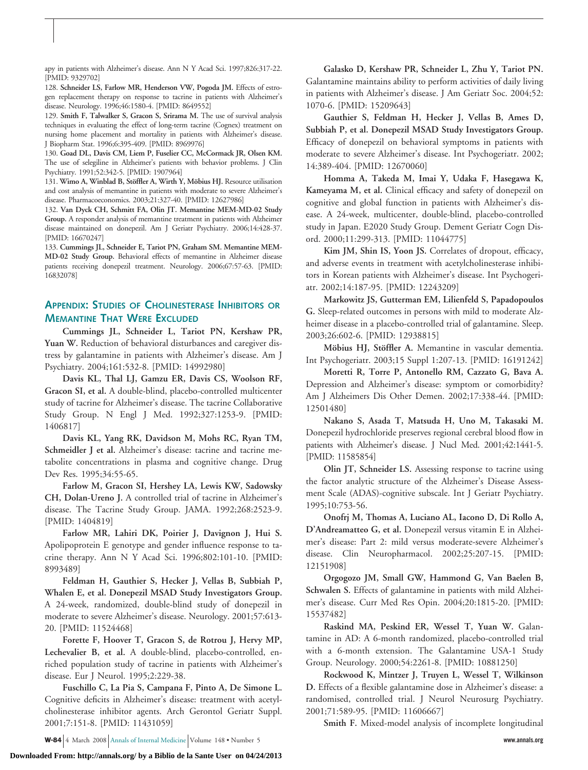apy in patients with Alzheimer's disease. Ann N Y Acad Sci. 1997;826:317-22. [PMID: 9329702]

128. **Schneider LS, Farlow MR, Henderson VW, Pogoda JM.** Effects of estrogen replacement therapy on response to tacrine in patients with Alzheimer's disease. Neurology. 1996;46:1580-4. [PMID: 8649552]

129. **Smith F, Talwalker S, Gracon S, Srirama M.** The use of survival analysis techniques in evaluating the effect of long-term tacrine (Cognex) treatment on nursing home placement and mortality in patients with Alzheimer's disease. J Biopharm Stat. 1996;6:395-409. [PMID: 8969976]

130. **Goad DL, Davis CM, Liem P, Fuselier CC, McCormack JR, Olsen KM.** The use of selegiline in Alzheimer's patients with behavior problems. J Clin Psychiatry. 1991;52:342-5. [PMID: 1907964]

131. **Wimo A, Winblad B, Stöffler A, Wirth Y, Möbius HJ.** Resource utilisation and cost analysis of memantine in patients with moderate to severe Alzheimer's disease. Pharmacoeconomics. 2003;21:327-40. [PMID: 12627986]

132. **Van Dyck CH, Schmitt FA, Olin JT. Memantine MEM-MD-02 Study Group.** A responder analysis of memantine treatment in patients with Alzheimer disease maintained on donepezil. Am J Geriatr Psychiatry. 2006;14:428-37. [PMID: 16670247]

133. **Cummings JL, Schneider E, Tariot PN, Graham SM. Memantine MEM-MD-02 Study Group.** Behavioral effects of memantine in Alzheimer disease patients receiving donepezil treatment. Neurology. 2006;67:57-63. [PMID: 16832078]

## Appendix: Studies of Cholinesterase Inhibitors or Memantine That Were Excluded

**Cummings JL, Schneider L, Tariot PN, Kershaw PR, Yuan W.** Reduction of behavioral disturbances and caregiver distress by galantamine in patients with Alzheimer's disease. Am J Psychiatry. 2004;161:532-8. [PMID: 14992980]

**Davis KL, Thal LJ, Gamzu ER, Davis CS, Woolson RF, Gracon SI, et al.** A double-blind, placebo-controlled multicenter study of tacrine for Alzheimer's disease. The tacrine Collaborative Study Group. N Engl J Med. 1992;327:1253-9. [PMID: 1406817]

**Davis KL, Yang RK, Davidson M, Mohs RC, Ryan TM, Schmeidler J et al.** Alzheimer's disease: tacrine and tacrine metabolite concentrations in plasma and cognitive change. Drug Dev Res. 1995;34:55-65.

**Farlow M, Gracon SI, Hershey LA, Lewis KW, Sadowsky CH, Dolan-Ureno J.** A controlled trial of tacrine in Alzheimer's disease. The Tacrine Study Group. JAMA. 1992;268:2523-9. [PMID: 1404819]

**Farlow MR, Lahiri DK, Poirier J, Davignon J, Hui S.** Apolipoprotein E genotype and gender influence response to tacrine therapy. Ann N Y Acad Sci. 1996;802:101-10. [PMID: 8993489]

**Feldman H, Gauthier S, Hecker J, Vellas B, Subbiah P, Whalen E, et al. Donepezil MSAD Study Investigators Group.** A 24-week, randomized, double-blind study of donepezil in moderate to severe Alzheimer's disease. Neurology. 2001;57:613-20. [PMID: 11524468]

**Forette F, Hoover T, Gracon S, de Rotrou J, Hervy MP, Lechevalier B, et al.** A double-blind, placebo-controlled, enriched population study of tacrine in patients with Alzheimer's disease. Eur J Neurol. 1995;2:229-38.

**Fuschillo C, La Pia S, Campana F, Pinto A, De Simone L.** Cognitive deficits in Alzheimer's disease: treatment with acetylcholinesterase inhibitor agents. Arch Gerontol Geriatr Suppl. 2001;7:151-8. [PMID: 11431059]

**Galasko D, Kershaw PR, Schneider L, Zhu Y, Tariot PN.** Galantamine maintains ability to perform activities of daily living in patients with Alzheimer's disease. J Am Geriatr Soc. 2004;52:1070-6. [PMID: 15209643]

**Gauthier S, Feldman H, Hecker J, Vellas B, Ames D, Subbiah P, et al. Donepezil MSAD Study Investigators Group.** Efficacy of donepezil on behavioral symptoms in patients with moderate to severe Alzheimer's disease. Int Psychogeriatr. 2002;14:389-404. [PMID: 12670060]

**Homma A, Takeda M, Imai Y, Udaka F, Hasegawa K, Kameyama M, et al.** Clinical efficacy and safety of donepezil on cognitive and global function in patients with Alzheimer's disease. A 24-week, multicenter, double-blind, placebo-controlled study in Japan. E2020 Study Group. Dement Geriatr Cogn Disord. 2000;11:299-313. [PMID: 11044775]

**Kim JM, Shin IS, Yoon JS.** Correlates of dropout, efficacy, and adverse events in treatment with acetylcholinesterase inhibitors in Korean patients with Alzheimer's disease. Int Psychogeriatr. 2002;14:187-95. [PMID: 12243209]

**Markowitz JS, Gutterman EM, Lilienfeld S, Papadopoulos G.** Sleep-related outcomes in persons with mild to moderate Alzheimer disease in a placebo-controlled trial of galantamine. Sleep. 2003;26:602-6. [PMID: 12938815]

**Möbius HJ, Stöffler A.** Memantine in vascular dementia. Int Psychogeriatr. 2003;15 Suppl 1:207-13. [PMID: 16191242]

**Moretti R, Torre P, Antonello RM, Cazzato G, Bava A.** Depression and Alzheimer's disease: symptom or comorbidity? Am J Alzheimers Dis Other Demen. 2002;17:338-44. [PMID: 12501480]

**Nakano S, Asada T, Matsuda H, Uno M, Takasaki M.** Donepezil hydrochloride preserves regional cerebral blood flow in patients with Alzheimer's disease. J Nucl Med. 2001;42:1441-5. [PMID: 11585854]

**Olin JT, Schneider LS.** Assessing response to tacrine using the factor analytic structure of the Alzheimer's Disease Assessment Scale (ADAS)-cognitive subscale. Int J Geriatr Psychiatry. 1995;10:753-56.

**Onofrj M, Thomas A, Luciano AL, Iacono D, Di Rollo A, D'Andreamatteo G, et al.** Donepezil versus vitamin E in Alzheimer's disease: Part 2: mild versus moderate-severe Alzheimer's disease. Clin Neuropharmacol. 2002;25:207-15. [PMID: 12151908]

**Orgogozo JM, Small GW, Hammond G, Van Baelen B, Schwalen S.** Effects of galantamine in patients with mild Alzheimer's disease. Curr Med Res Opin. 2004;20:1815-20. [PMID: 15537482]

**Raskind MA, Peskind ER, Wessel T, Yuan W.** Galantamine in AD: A 6-month randomized, placebo-controlled trial with a 6-month extension. The Galantamine USA-1 Study Group. Neurology. 2000;54:2261-8. [PMID: 10881250]

**Rockwood K, Mintzer J, Truyen L, Wessel T, Wilkinson D.** Effects of a flexible galantamine dose in Alzheimer's disease: a randomised, controlled trial. J Neurol Neurosurg Psychiatry. 2001;71:589-95. [PMID: 11606667]

**Smith F.** Mixed-model analysis of incomplete longitudinal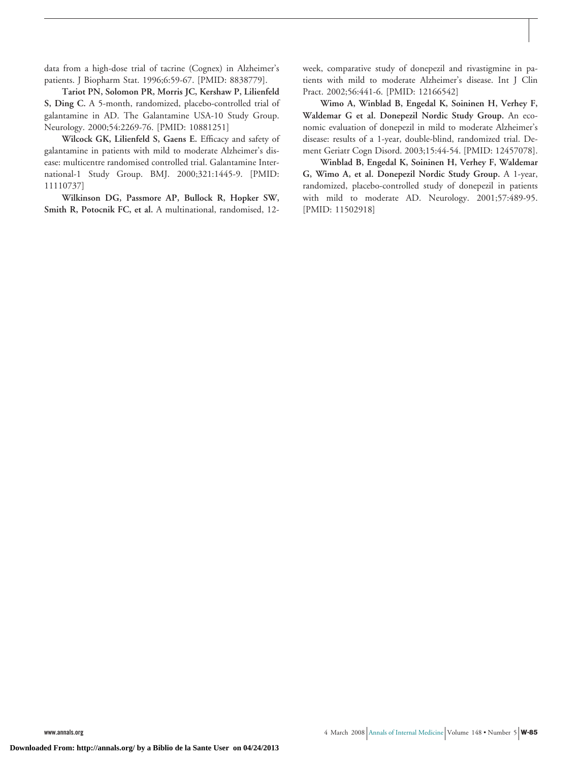data from a high-dose trial of tacrine (Cognex) in Alzheimer's patients. J Biopharm Stat. 1996;6:59-67. [PMID: 8838779].

**Tariot PN, Solomon PR, Morris JC, Kershaw P, Lilienfeld S, Ding C.** A 5-month, randomized, placebo-controlled trial of galantamine in AD. The Galantamine USA-10 Study Group. Neurology. 2000;54:2269-76. [PMID: 10881251]

**Wilcock GK, Lilienfeld S, Gaens E.** Efficacy and safety of galantamine in patients with mild to moderate Alzheimer's disease: multicentre randomised controlled trial. Galantamine International-1 Study Group. BMJ. 2000;321:1445-9. [PMID: 11110737]

**Wilkinson DG, Passmore AP, Bullock R, Hopker SW, Smith R, Potocnik FC, et al.** A multinational, randomised, 12-week, comparative study of donepezil and rivastigmine in patients with mild to moderate Alzheimer's disease. Int J Clin Pract. 2002;56:441-6. [PMID: 12166542]

**Wimo A, Winblad B, Engedal K, Soininen H, Verhey F, Waldemar G et al. Donepezil Nordic Study Group.** An economic evaluation of donepezil in mild to moderate Alzheimer's disease: results of a 1-year, double-blind, randomized trial. Dement Geriatr Cogn Disord. 2003;15:44-54. [PMID: 12457078].

**Winblad B, Engedal K, Soininen H, Verhey F, Waldemar G, Wimo A, et al. Donepezil Nordic Study Group.** A 1-year, randomized, placebo-controlled study of donepezil in patients with mild to moderate AD. Neurology. 2001;57:489-95. [PMID: 11502918]